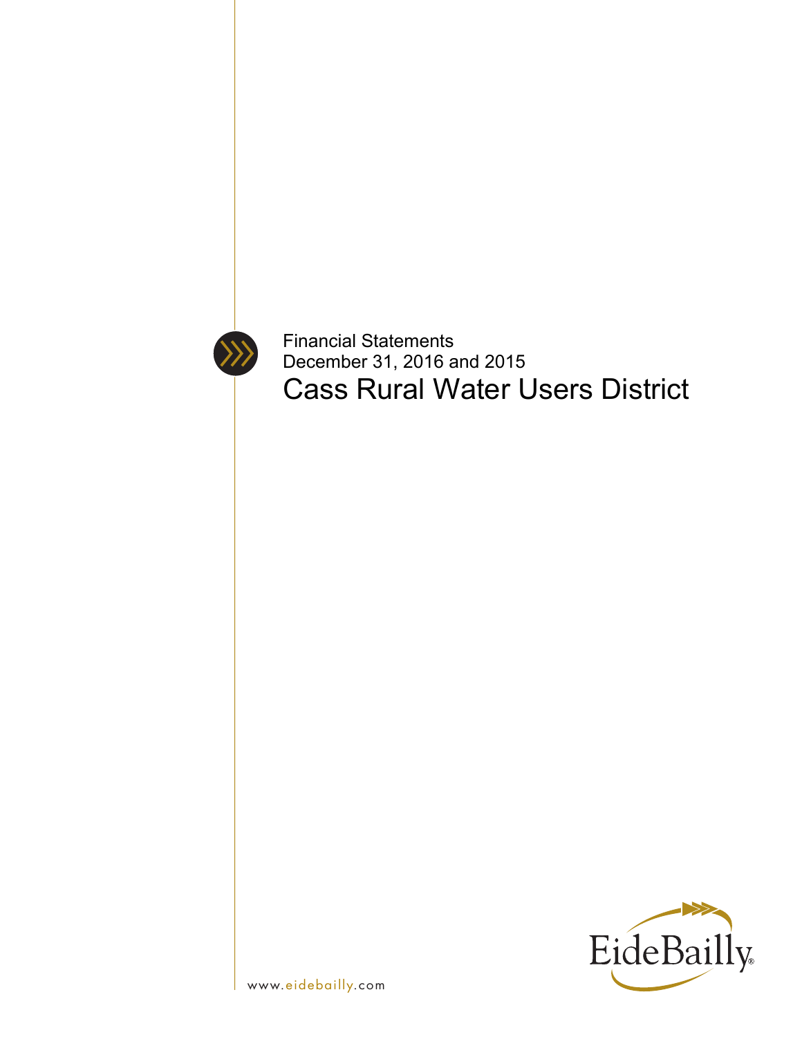Financial Statements
December 31, 2016 and 2015

# Cass Rural Water Users District

www.eidebailly.com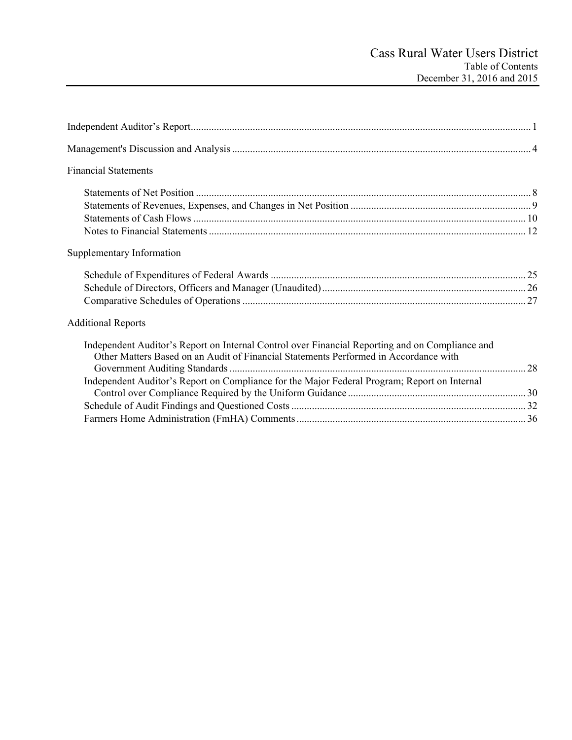# Cass Rural Water Users District

## Table of Contents

December 31, 2016 and 2015

| | |
|---|---|
| Independent Auditor's Report | 1 |
| Management's Discussion and Analysis | 4 |
| **Financial Statements** | |
| Statements of Net Position | 8 |
| Statements of Revenues, Expenses, and Changes in Net Position | 9 |
| Statements of Cash Flows | 10 |
| Notes to Financial Statements | 12 |
| **Supplementary Information** | |
| Schedule of Expenditures of Federal Awards | 25 |
| Schedule of Directors, Officers and Manager (Unaudited) | 26 |
| Comparative Schedules of Operations | 27 |
| **Additional Reports** | |
| Independent Auditor's Report on Internal Control over Financial Reporting and on Compliance and Other Matters Based on an Audit of Financial Statements Performed in Accordance with Government Auditing Standards | 28 |
| Independent Auditor's Report on Compliance for the Major Federal Program; Report on Internal Control over Compliance Required by the Uniform Guidance | 30 |
| Schedule of Audit Findings and Questioned Costs | 32 |
| Farmers Home Administration (FmHA) Comments | 36 |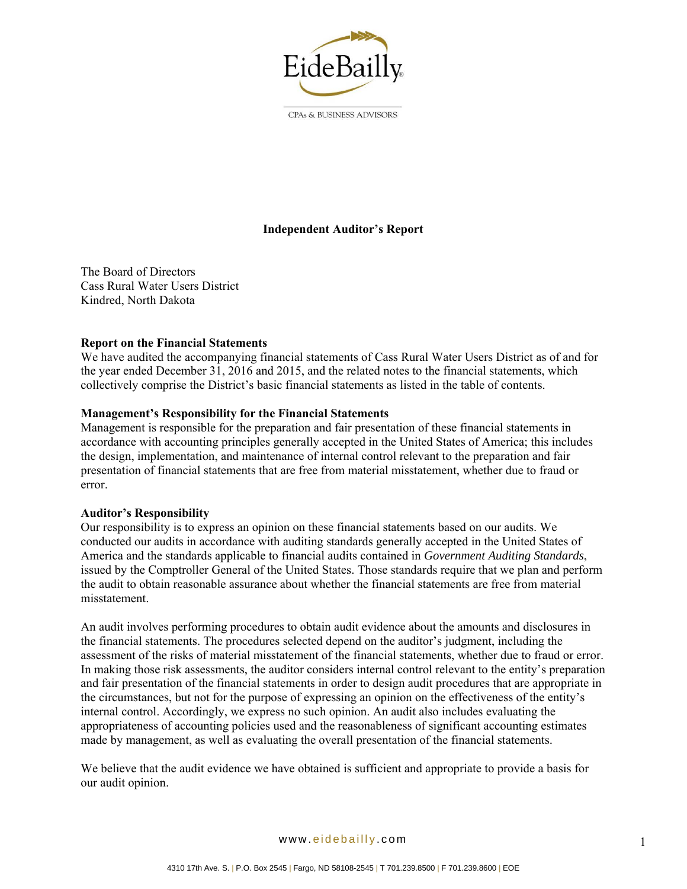EideBailly

CPAs & BUSINESS ADVISORS

## Independent Auditor's Report

The Board of Directors
Cass Rural Water Users District
Kindred, North Dakota

**Report on the Financial Statements**
We have audited the accompanying financial statements of Cass Rural Water Users District as of and for the year ended December 31, 2016 and 2015, and the related notes to the financial statements, which collectively comprise the District's basic financial statements as listed in the table of contents.

**Management's Responsibility for the Financial Statements**
Management is responsible for the preparation and fair presentation of these financial statements in accordance with accounting principles generally accepted in the United States of America; this includes the design, implementation, and maintenance of internal control relevant to the preparation and fair presentation of financial statements that are free from material misstatement, whether due to fraud or error.

**Auditor's Responsibility**
Our responsibility is to express an opinion on these financial statements based on our audits. We conducted our audits in accordance with auditing standards generally accepted in the United States of America and the standards applicable to financial audits contained in *Government Auditing Standards*, issued by the Comptroller General of the United States. Those standards require that we plan and perform the audit to obtain reasonable assurance about whether the financial statements are free from material misstatement.

An audit involves performing procedures to obtain audit evidence about the amounts and disclosures in the financial statements. The procedures selected depend on the auditor's judgment, including the assessment of the risks of material misstatement of the financial statements, whether due to fraud or error. In making those risk assessments, the auditor considers internal control relevant to the entity's preparation and fair presentation of the financial statements in order to design audit procedures that are appropriate in the circumstances, but not for the purpose of expressing an opinion on the effectiveness of the entity's internal control. Accordingly, we express no such opinion. An audit also includes evaluating the appropriateness of accounting policies used and the reasonableness of significant accounting estimates made by management, as well as evaluating the overall presentation of the financial statements.

We believe that the audit evidence we have obtained is sufficient and appropriate to provide a basis for our audit opinion.

www.eidebailly.com

4310 17th Ave. S. | P.O. Box 2545 | Fargo, ND 58108-2545 | T 701.239.8500 | F 701.239.8600 | EOE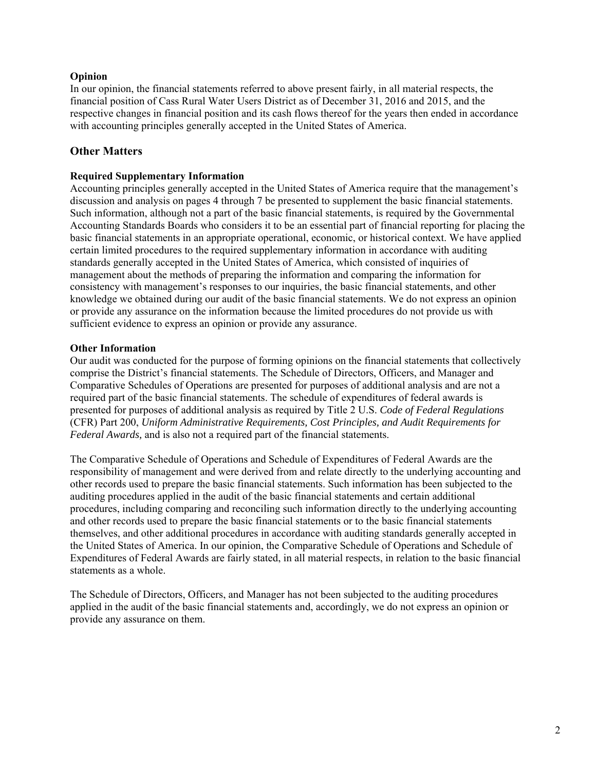**Opinion**

In our opinion, the financial statements referred to above present fairly, in all material respects, the financial position of Cass Rural Water Users District as of December 31, 2016 and 2015, and the respective changes in financial position and its cash flows thereof for the years then ended in accordance with accounting principles generally accepted in the United States of America.

## Other Matters

**Required Supplementary Information**

Accounting principles generally accepted in the United States of America require that the management's discussion and analysis on pages 4 through 7 be presented to supplement the basic financial statements. Such information, although not a part of the basic financial statements, is required by the Governmental Accounting Standards Boards who considers it to be an essential part of financial reporting for placing the basic financial statements in an appropriate operational, economic, or historical context. We have applied certain limited procedures to the required supplementary information in accordance with auditing standards generally accepted in the United States of America, which consisted of inquiries of management about the methods of preparing the information and comparing the information for consistency with management's responses to our inquiries, the basic financial statements, and other knowledge we obtained during our audit of the basic financial statements. We do not express an opinion or provide any assurance on the information because the limited procedures do not provide us with sufficient evidence to express an opinion or provide any assurance.

**Other Information**

Our audit was conducted for the purpose of forming opinions on the financial statements that collectively comprise the District's financial statements. The Schedule of Directors, Officers, and Manager and Comparative Schedules of Operations are presented for purposes of additional analysis and are not a required part of the basic financial statements. The schedule of expenditures of federal awards is presented for purposes of additional analysis as required by Title 2 U.S. *Code of Federal Regulations* (CFR) Part 200, *Uniform Administrative Requirements, Cost Principles, and Audit Requirements for Federal Awards,* and is also not a required part of the financial statements.

The Comparative Schedule of Operations and Schedule of Expenditures of Federal Awards are the responsibility of management and were derived from and relate directly to the underlying accounting and other records used to prepare the basic financial statements. Such information has been subjected to the auditing procedures applied in the audit of the basic financial statements and certain additional procedures, including comparing and reconciling such information directly to the underlying accounting and other records used to prepare the basic financial statements or to the basic financial statements themselves, and other additional procedures in accordance with auditing standards generally accepted in the United States of America. In our opinion, the Comparative Schedule of Operations and Schedule of Expenditures of Federal Awards are fairly stated, in all material respects, in relation to the basic financial statements as a whole.

The Schedule of Directors, Officers, and Manager has not been subjected to the auditing procedures applied in the audit of the basic financial statements and, accordingly, we do not express an opinion or provide any assurance on them.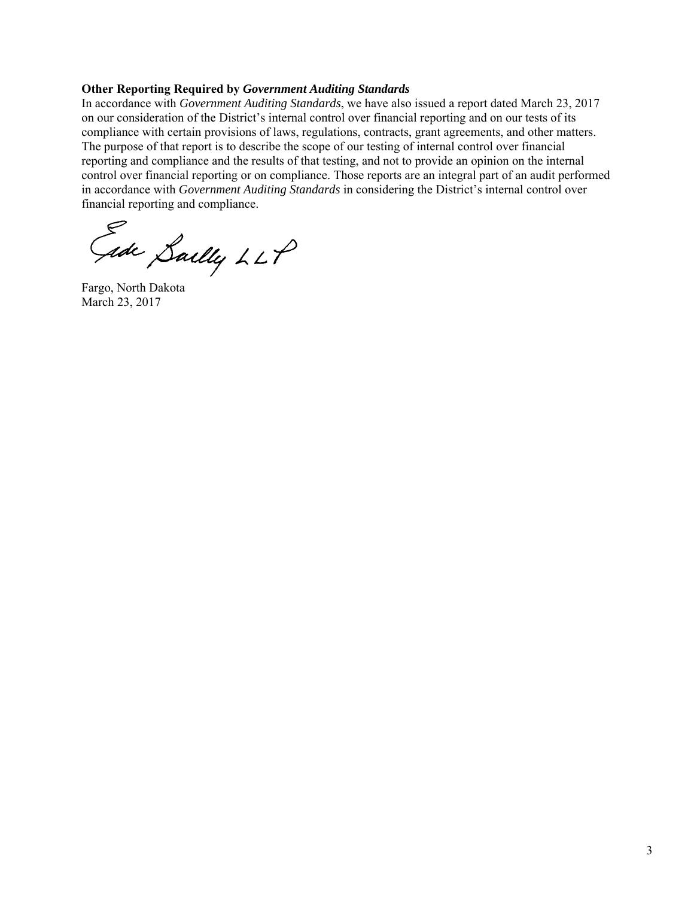**Other Reporting Required by *Government Auditing Standards***

In accordance with *Government Auditing Standards*, we have also issued a report dated March 23, 2017 on our consideration of the District's internal control over financial reporting and on our tests of its compliance with certain provisions of laws, regulations, contracts, grant agreements, and other matters. The purpose of that report is to describe the scope of our testing of internal control over financial reporting and compliance and the results of that testing, and not to provide an opinion on the internal control over financial reporting or on compliance. Those reports are an integral part of an audit performed in accordance with *Government Auditing Standards* in considering the District's internal control over financial reporting and compliance.

Eide Bailly LLP

Fargo, North Dakota
March 23, 2017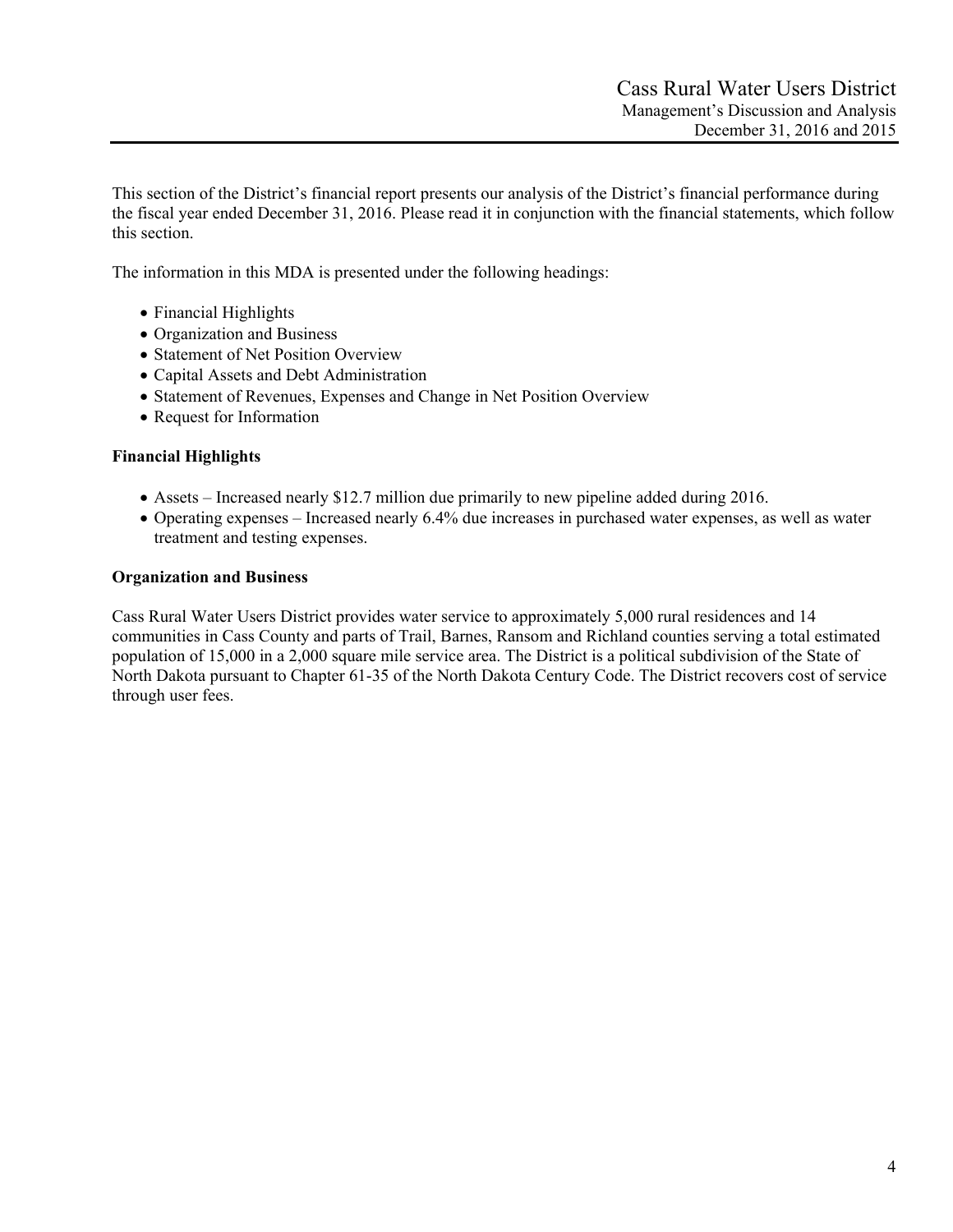This section of the District's financial report presents our analysis of the District's financial performance during the fiscal year ended December 31, 2016. Please read it in conjunction with the financial statements, which follow this section.

The information in this MDA is presented under the following headings:

- Financial Highlights
- Organization and Business
- Statement of Net Position Overview
- Capital Assets and Debt Administration
- Statement of Revenues, Expenses and Change in Net Position Overview
- Request for Information

**Financial Highlights**

- Assets – Increased nearly $12.7 million due primarily to new pipeline added during 2016.
- Operating expenses – Increased nearly 6.4% due increases in purchased water expenses, as well as water treatment and testing expenses.

**Organization and Business**

Cass Rural Water Users District provides water service to approximately 5,000 rural residences and 14 communities in Cass County and parts of Trail, Barnes, Ransom and Richland counties serving a total estimated population of 15,000 in a 2,000 square mile service area. The District is a political subdivision of the State of North Dakota pursuant to Chapter 61-35 of the North Dakota Century Code. The District recovers cost of service through user fees.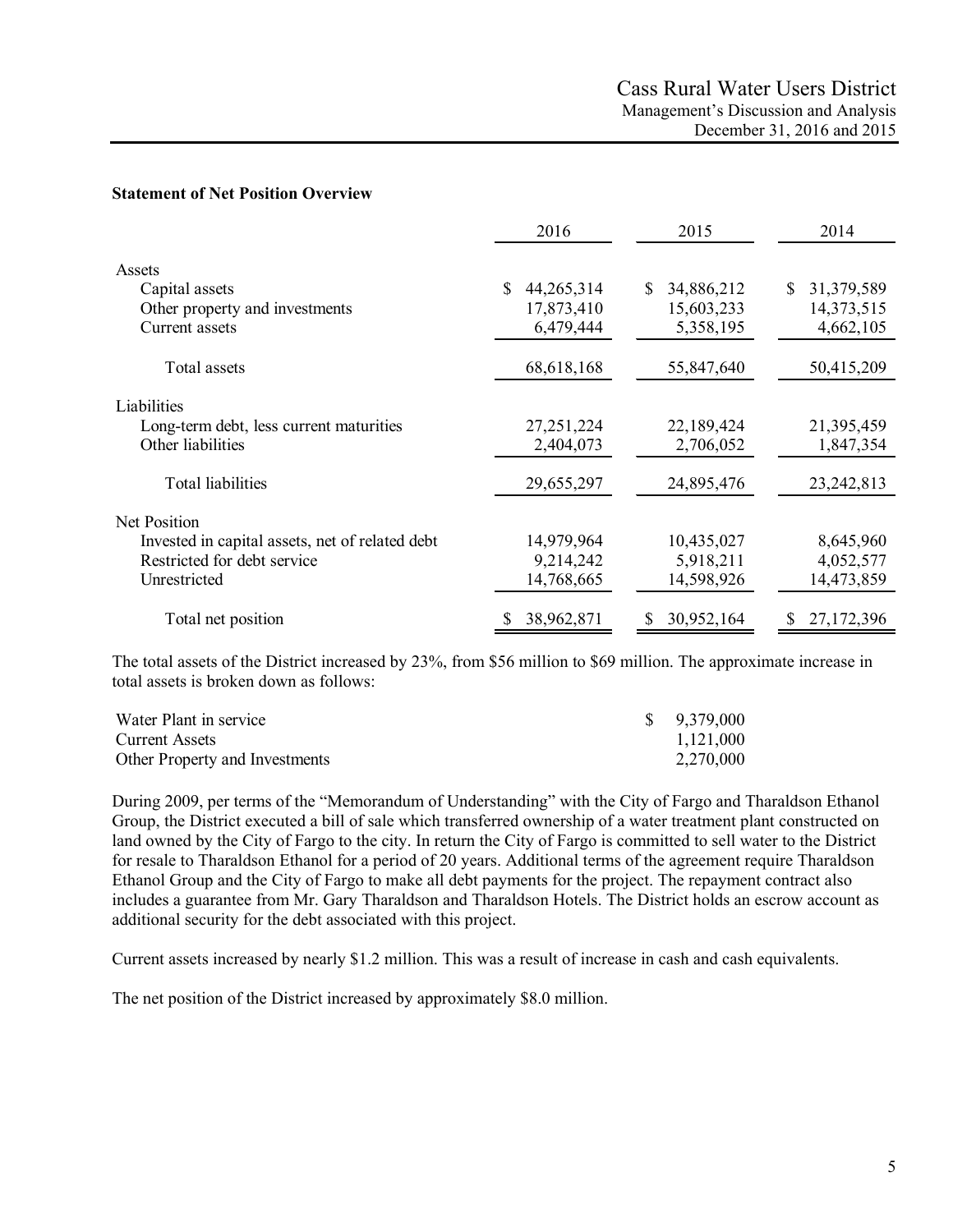**Statement of Net Position Overview**

| | 2016 | 2015 | 2014 |
|---|---|---|---|
| Assets | | | |
| Capital assets | $ 44,265,314 | $ 34,886,212 | $ 31,379,589 |
| Other property and investments | 17,873,410 | 15,603,233 | 14,373,515 |
| Current assets | 6,479,444 | 5,358,195 | 4,662,105 |
| Total assets | 68,618,168 | 55,847,640 | 50,415,209 |
| Liabilities | | | |
| Long-term debt, less current maturities | 27,251,224 | 22,189,424 | 21,395,459 |
| Other liabilities | 2,404,073 | 2,706,052 | 1,847,354 |
| Total liabilities | 29,655,297 | 24,895,476 | 23,242,813 |
| Net Position | | | |
| Invested in capital assets, net of related debt | 14,979,964 | 10,435,027 | 8,645,960 |
| Restricted for debt service | 9,214,242 | 5,918,211 | 4,052,577 |
| Unrestricted | 14,768,665 | 14,598,926 | 14,473,859 |
| Total net position | $ 38,962,871 | $ 30,952,164 | $ 27,172,396 |

The total assets of the District increased by 23%, from $56 million to $69 million. The approximate increase in total assets is broken down as follows:

| | |
|---|---|
| Water Plant in service | $ 9,379,000 |
| Current Assets | 1,121,000 |
| Other Property and Investments | 2,270,000 |

During 2009, per terms of the "Memorandum of Understanding" with the City of Fargo and Tharaldson Ethanol Group, the District executed a bill of sale which transferred ownership of a water treatment plant constructed on land owned by the City of Fargo to the city. In return the City of Fargo is committed to sell water to the District for resale to Tharaldson Ethanol for a period of 20 years. Additional terms of the agreement require Tharaldson Ethanol Group and the City of Fargo to make all debt payments for the project. The repayment contract also includes a guarantee from Mr. Gary Tharaldson and Tharaldson Hotels. The District holds an escrow account as additional security for the debt associated with this project.

Current assets increased by nearly $1.2 million. This was a result of increase in cash and cash equivalents.

The net position of the District increased by approximately $8.0 million.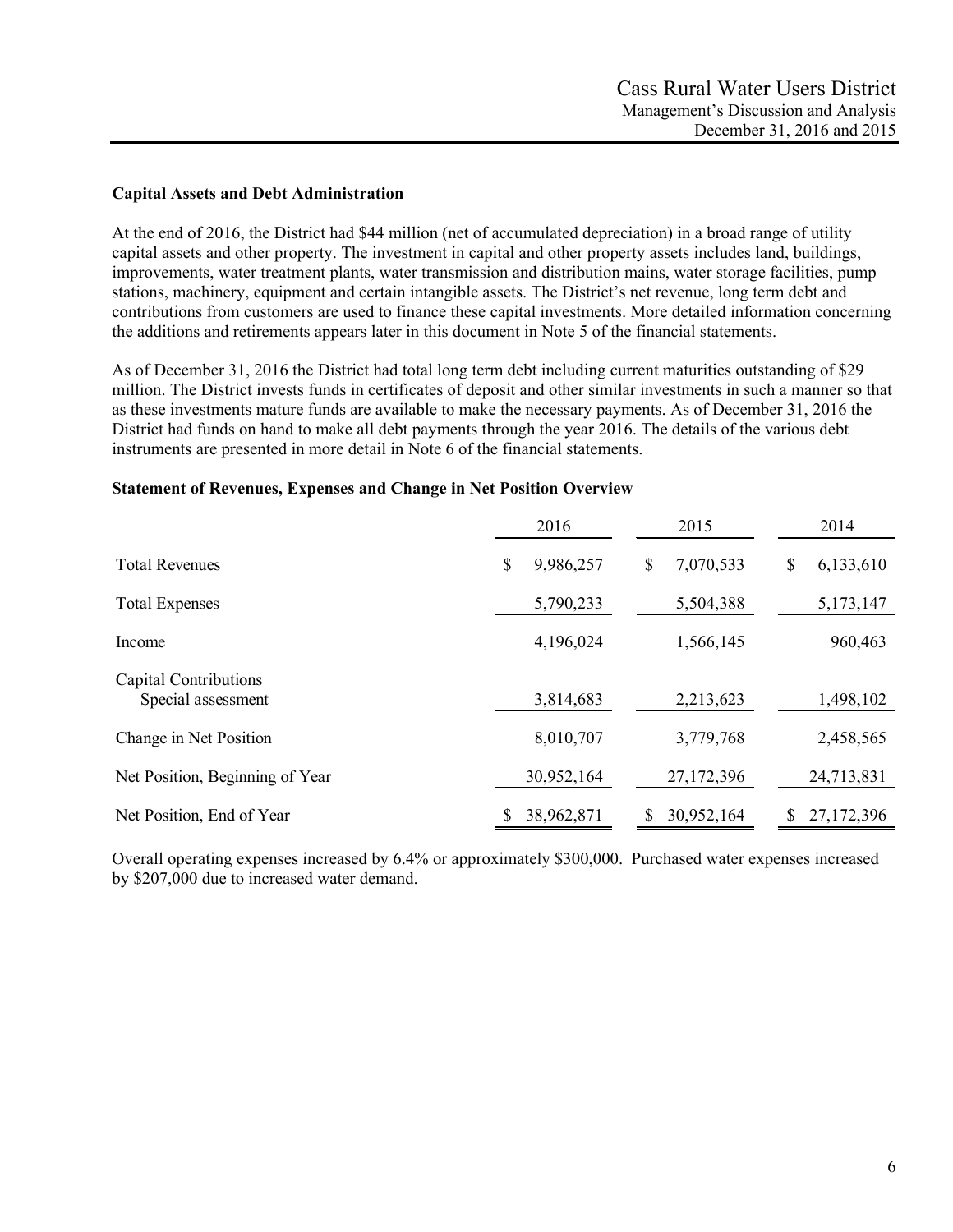### Capital Assets and Debt Administration

At the end of 2016, the District had $44 million (net of accumulated depreciation) in a broad range of utility capital assets and other property. The investment in capital and other property assets includes land, buildings, improvements, water treatment plants, water transmission and distribution mains, water storage facilities, pump stations, machinery, equipment and certain intangible assets. The District's net revenue, long term debt and contributions from customers are used to finance these capital investments. More detailed information concerning the additions and retirements appears later in this document in Note 5 of the financial statements.

As of December 31, 2016 the District had total long term debt including current maturities outstanding of $29 million. The District invests funds in certificates of deposit and other similar investments in such a manner so that as these investments mature funds are available to make the necessary payments. As of December 31, 2016 the District had funds on hand to make all debt payments through the year 2016. The details of the various debt instruments are presented in more detail in Note 6 of the financial statements.

### Statement of Revenues, Expenses and Change in Net Position Overview

| | 2016 | 2015 | 2014 |
|---|---|---|---|
| Total Revenues | $ 9,986,257 | $ 7,070,533 | $ 6,133,610 |
| Total Expenses | 5,790,233 | 5,504,388 | 5,173,147 |
| Income | 4,196,024 | 1,566,145 | 960,463 |
| Capital Contributions<br>Special assessment | 3,814,683 | 2,213,623 | 1,498,102 |
| Change in Net Position | 8,010,707 | 3,779,768 | 2,458,565 |
| Net Position, Beginning of Year | 30,952,164 | 27,172,396 | 24,713,831 |
| Net Position, End of Year | $ 38,962,871 | $ 30,952,164 | $ 27,172,396 |

Overall operating expenses increased by 6.4% or approximately $300,000. Purchased water expenses increased by $207,000 due to increased water demand.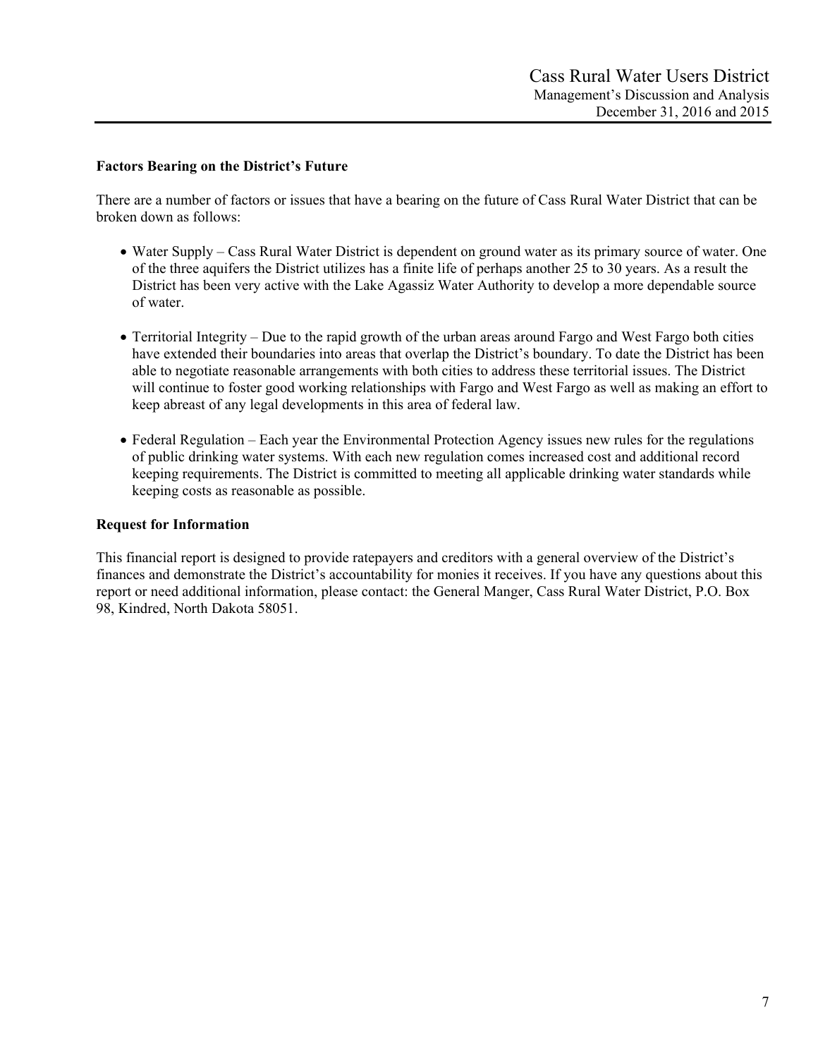**Factors Bearing on the District's Future**

There are a number of factors or issues that have a bearing on the future of Cass Rural Water District that can be broken down as follows:

- Water Supply – Cass Rural Water District is dependent on ground water as its primary source of water. One of the three aquifers the District utilizes has a finite life of perhaps another 25 to 30 years. As a result the District has been very active with the Lake Agassiz Water Authority to develop a more dependable source of water.

- Territorial Integrity – Due to the rapid growth of the urban areas around Fargo and West Fargo both cities have extended their boundaries into areas that overlap the District's boundary. To date the District has been able to negotiate reasonable arrangements with both cities to address these territorial issues. The District will continue to foster good working relationships with Fargo and West Fargo as well as making an effort to keep abreast of any legal developments in this area of federal law.

- Federal Regulation – Each year the Environmental Protection Agency issues new rules for the regulations of public drinking water systems. With each new regulation comes increased cost and additional record keeping requirements. The District is committed to meeting all applicable drinking water standards while keeping costs as reasonable as possible.

**Request for Information**

This financial report is designed to provide ratepayers and creditors with a general overview of the District's finances and demonstrate the District's accountability for monies it receives. If you have any questions about this report or need additional information, please contact: the General Manger, Cass Rural Water District, P.O. Box 98, Kindred, North Dakota 58051.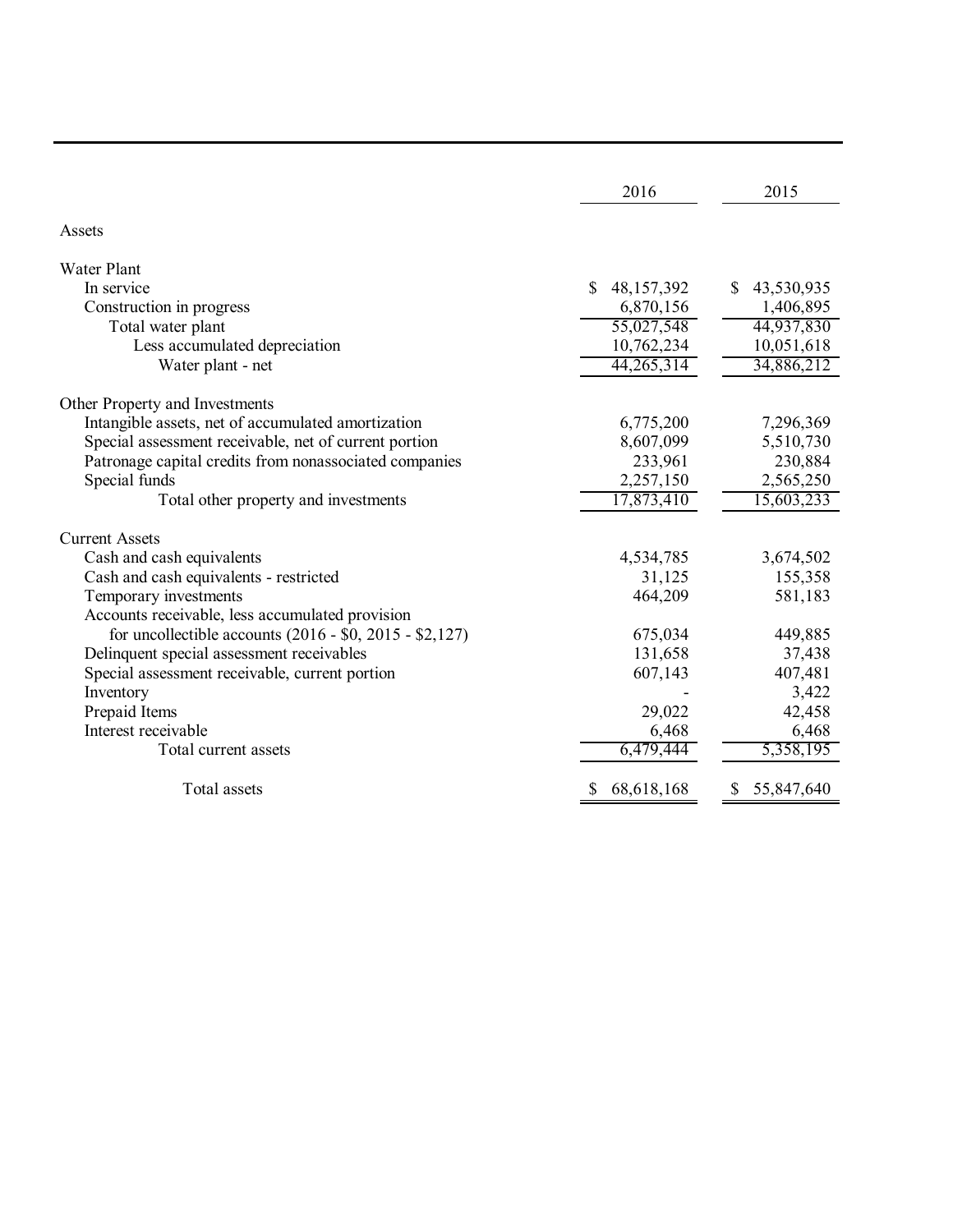| | 2016 | 2015 |
|---|---|---|
| **Assets** | | |
| **Water Plant** | | |
| In service | $ 48,157,392 | $ 43,530,935 |
| Construction in progress | 6,870,156 | 1,406,895 |
| Total water plant | 55,027,548 | 44,937,830 |
| Less accumulated depreciation | 10,762,234 | 10,051,618 |
| Water plant - net | 44,265,314 | 34,886,212 |
| **Other Property and Investments** | | |
| Intangible assets, net of accumulated amortization | 6,775,200 | 7,296,369 |
| Special assessment receivable, net of current portion | 8,607,099 | 5,510,730 |
| Patronage capital credits from nonassociated companies | 233,961 | 230,884 |
| Special funds | 2,257,150 | 2,565,250 |
| Total other property and investments | 17,873,410 | 15,603,233 |
| **Current Assets** | | |
| Cash and cash equivalents | 4,534,785 | 3,674,502 |
| Cash and cash equivalents - restricted | 31,125 | 155,358 |
| Temporary investments | 464,209 | 581,183 |
| Accounts receivable, less accumulated provision for uncollectible accounts (2016 - $0, 2015 - $2,127) | 675,034 | 449,885 |
| Delinquent special assessment receivables | 131,658 | 37,438 |
| Special assessment receivable, current portion | 607,143 | 407,481 |
| Inventory | - | 3,422 |
| Prepaid Items | 29,022 | 42,458 |
| Interest receivable | 6,468 | 6,468 |
| Total current assets | 6,479,444 | 5,358,195 |
| Total assets | $ 68,618,168 | $ 55,847,640 |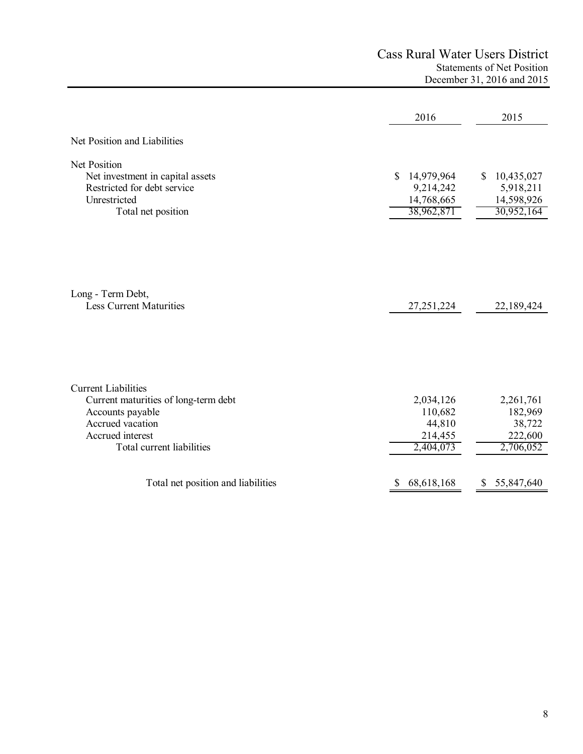# Cass Rural Water Users District

## Statements of Net Position

### December 31, 2016 and 2015

| | 2016 | 2015 |
|---|---|---|
| **Net Position and Liabilities** | | |
| **Net Position** | | |
| Net investment in capital assets | $ 14,979,964 | $ 10,435,027 |
| Restricted for debt service | 9,214,242 | 5,918,211 |
| Unrestricted | 14,768,665 | 14,598,926 |
| Total net position | 38,962,871 | 30,952,164 |
| **Long - Term Debt, Less Current Maturities** | 27,251,224 | 22,189,424 |
| **Current Liabilities** | | |
| Current maturities of long-term debt | 2,034,126 | 2,261,761 |
| Accounts payable | 110,682 | 182,969 |
| Accrued vacation | 44,810 | 38,722 |
| Accrued interest | 214,455 | 222,600 |
| Total current liabilities | 2,404,073 | 2,706,052 |
| Total net position and liabilities | $ 68,618,168 | $ 55,847,640 |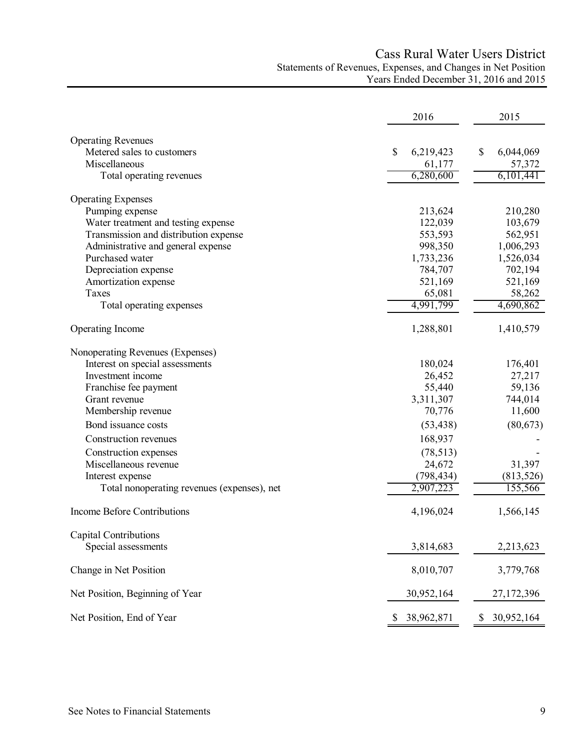# Cass Rural Water Users District

## Statements of Revenues, Expenses, and Changes in Net Position

### Years Ended December 31, 2016 and 2015

| | 2016 | 2015 |
|---|---|---|
| **Operating Revenues** | | |
| Metered sales to customers | $ 6,219,423 | $ 6,044,069 |
| Miscellaneous | 61,177 | 57,372 |
| Total operating revenues | 6,280,600 | 6,101,441 |
| **Operating Expenses** | | |
| Pumping expense | 213,624 | 210,280 |
| Water treatment and testing expense | 122,039 | 103,679 |
| Transmission and distribution expense | 553,593 | 562,951 |
| Administrative and general expense | 998,350 | 1,006,293 |
| Purchased water | 1,733,236 | 1,526,034 |
| Depreciation expense | 784,707 | 702,194 |
| Amortization expense | 521,169 | 521,169 |
| Taxes | 65,081 | 58,262 |
| Total operating expenses | 4,991,799 | 4,690,862 |
| **Operating Income** | 1,288,801 | 1,410,579 |
| **Nonoperating Revenues (Expenses)** | | |
| Interest on special assessments | 180,024 | 176,401 |
| Investment income | 26,452 | 27,217 |
| Franchise fee payment | 55,440 | 59,136 |
| Grant revenue | 3,311,307 | 744,014 |
| Membership revenue | 70,776 | 11,600 |
| Bond issuance costs | (53,438) | (80,673) |
| Construction revenues | 168,937 | - |
| Construction expenses | (78,513) | - |
| Miscellaneous revenue | 24,672 | 31,397 |
| Interest expense | (798,434) | (813,526) |
| Total nonoperating revenues (expenses), net | 2,907,223 | 155,566 |
| **Income Before Contributions** | 4,196,024 | 1,566,145 |
| **Capital Contributions** | | |
| Special assessments | 3,814,683 | 2,213,623 |
| **Change in Net Position** | 8,010,707 | 3,779,768 |
| **Net Position, Beginning of Year** | 30,952,164 | 27,172,396 |
| **Net Position, End of Year** | $ 38,962,871 | $ 30,952,164 |

See Notes to Financial Statements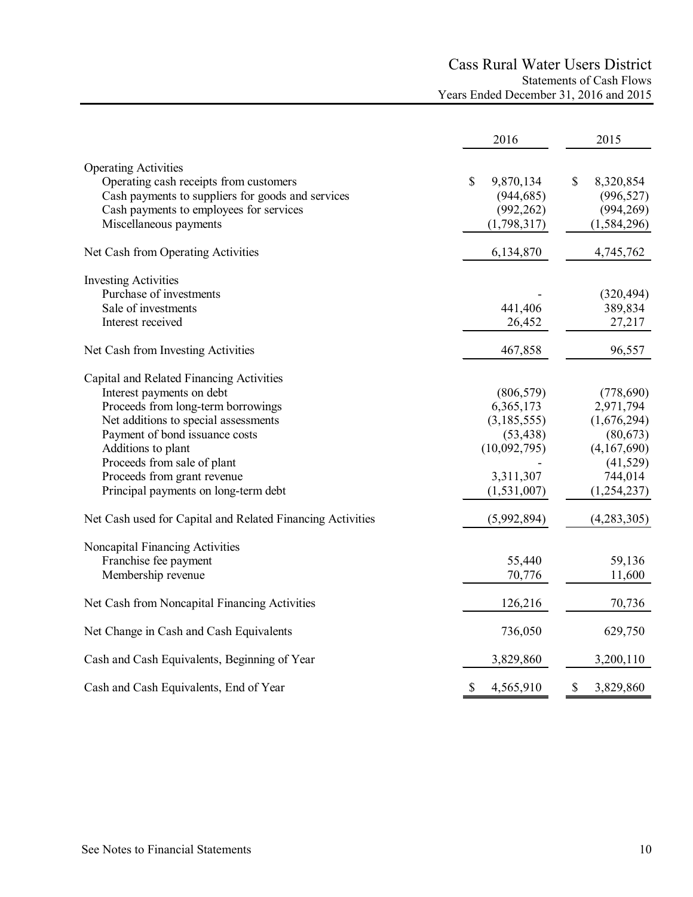# Cass Rural Water Users District

## Statements of Cash Flows

### Years Ended December 31, 2016 and 2015

| | 2016 | 2015 |
|---|---|---|
| **Operating Activities** | | |
| Operating cash receipts from customers | $ 9,870,134 | $ 8,320,854 |
| Cash payments to suppliers for goods and services | (944,685) | (996,527) |
| Cash payments to employees for services | (992,262) | (994,269) |
| Miscellaneous payments | (1,798,317) | (1,584,296) |
| Net Cash from Operating Activities | 6,134,870 | 4,745,762 |
| **Investing Activities** | | |
| Purchase of investments | - | (320,494) |
| Sale of investments | 441,406 | 389,834 |
| Interest received | 26,452 | 27,217 |
| Net Cash from Investing Activities | 467,858 | 96,557 |
| **Capital and Related Financing Activities** | | |
| Interest payments on debt | (806,579) | (778,690) |
| Proceeds from long-term borrowings | 6,365,173 | 2,971,794 |
| Net additions to special assessments | (3,185,555) | (1,676,294) |
| Payment of bond issuance costs | (53,438) | (80,673) |
| Additions to plant | (10,092,795) | (4,167,690) |
| Proceeds from sale of plant | - | (41,529) |
| Proceeds from grant revenue | 3,311,307 | 744,014 |
| Principal payments on long-term debt | (1,531,007) | (1,254,237) |
| Net Cash used for Capital and Related Financing Activities | (5,992,894) | (4,283,305) |
| **Noncapital Financing Activities** | | |
| Franchise fee payment | 55,440 | 59,136 |
| Membership revenue | 70,776 | 11,600 |
| Net Cash from Noncapital Financing Activities | 126,216 | 70,736 |
| Net Change in Cash and Cash Equivalents | 736,050 | 629,750 |
| Cash and Cash Equivalents, Beginning of Year | 3,829,860 | 3,200,110 |
| Cash and Cash Equivalents, End of Year | $ 4,565,910 | $ 3,829,860 |

See Notes to Financial Statements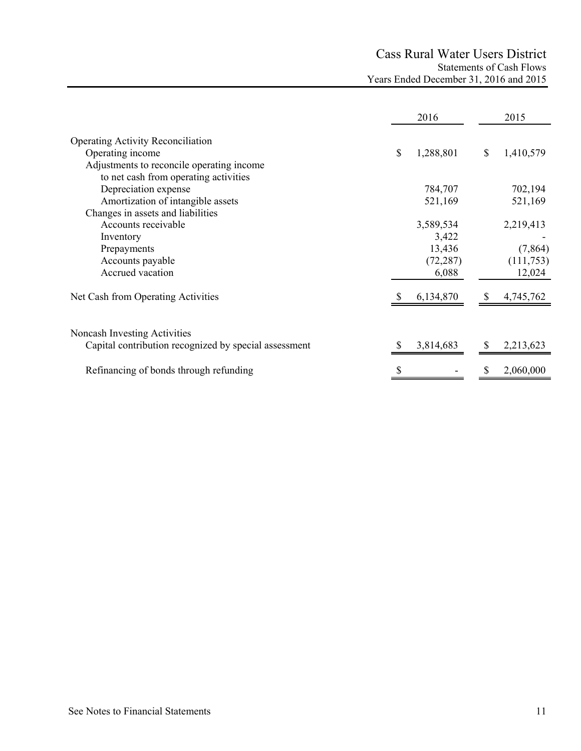# Cass Rural Water Users District

## Statements of Cash Flows

### Years Ended December 31, 2016 and 2015

| | 2016 | 2015 |
|---|---|---|
| **Operating Activity Reconciliation** | | |
| Operating income | $ 1,288,801 | $ 1,410,579 |
| Adjustments to reconcile operating income to net cash from operating activities | | |
| Depreciation expense | 784,707 | 702,194 |
| Amortization of intangible assets | 521,169 | 521,169 |
| Changes in assets and liabilities | | |
| Accounts receivable | 3,589,534 | 2,219,413 |
| Inventory | 3,422 | - |
| Prepayments | 13,436 | (7,864) |
| Accounts payable | (72,287) | (111,753) |
| Accrued vacation | 6,088 | 12,024 |
| Net Cash from Operating Activities | $ 6,134,870 | $ 4,745,762 |
| | | |
| **Noncash Investing Activities** | | |
| Capital contribution recognized by special assessment | $ 3,814,683 | $ 2,213,623 |
| Refinancing of bonds through refunding | $ - | $ 2,060,000 |

See Notes to Financial Statements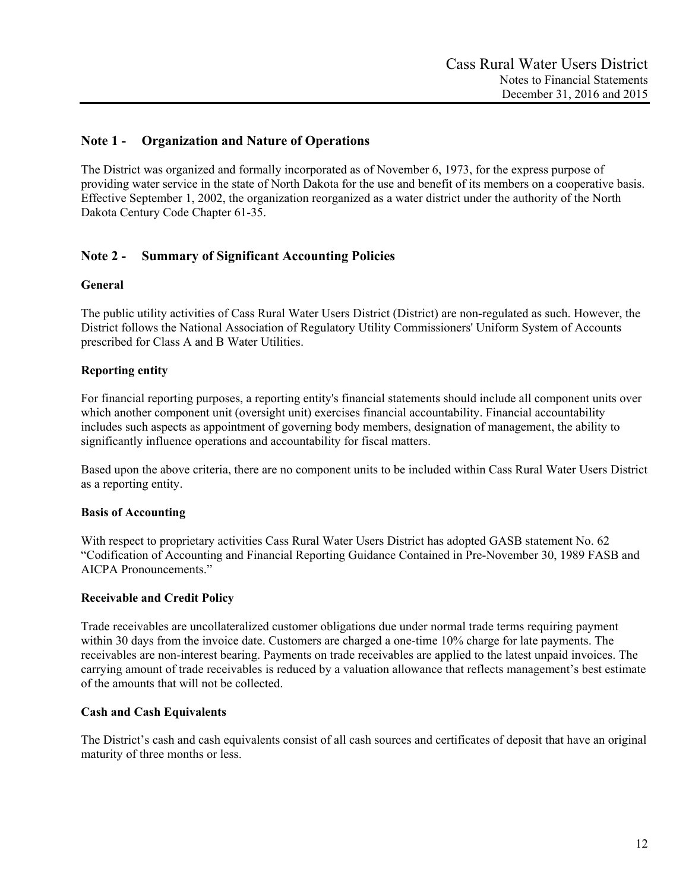## Note 1 - Organization and Nature of Operations

The District was organized and formally incorporated as of November 6, 1973, for the express purpose of providing water service in the state of North Dakota for the use and benefit of its members on a cooperative basis. Effective September 1, 2002, the organization reorganized as a water district under the authority of the North Dakota Century Code Chapter 61-35.

## Note 2 - Summary of Significant Accounting Policies

### General

The public utility activities of Cass Rural Water Users District (District) are non-regulated as such. However, the District follows the National Association of Regulatory Utility Commissioners' Uniform System of Accounts prescribed for Class A and B Water Utilities.

### Reporting entity

For financial reporting purposes, a reporting entity's financial statements should include all component units over which another component unit (oversight unit) exercises financial accountability. Financial accountability includes such aspects as appointment of governing body members, designation of management, the ability to significantly influence operations and accountability for fiscal matters.

Based upon the above criteria, there are no component units to be included within Cass Rural Water Users District as a reporting entity.

### Basis of Accounting

With respect to proprietary activities Cass Rural Water Users District has adopted GASB statement No. 62 "Codification of Accounting and Financial Reporting Guidance Contained in Pre-November 30, 1989 FASB and AICPA Pronouncements."

### Receivable and Credit Policy

Trade receivables are uncollateralized customer obligations due under normal trade terms requiring payment within 30 days from the invoice date. Customers are charged a one-time 10% charge for late payments. The receivables are non-interest bearing. Payments on trade receivables are applied to the latest unpaid invoices. The carrying amount of trade receivables is reduced by a valuation allowance that reflects management's best estimate of the amounts that will not be collected.

### Cash and Cash Equivalents

The District's cash and cash equivalents consist of all cash sources and certificates of deposit that have an original maturity of three months or less.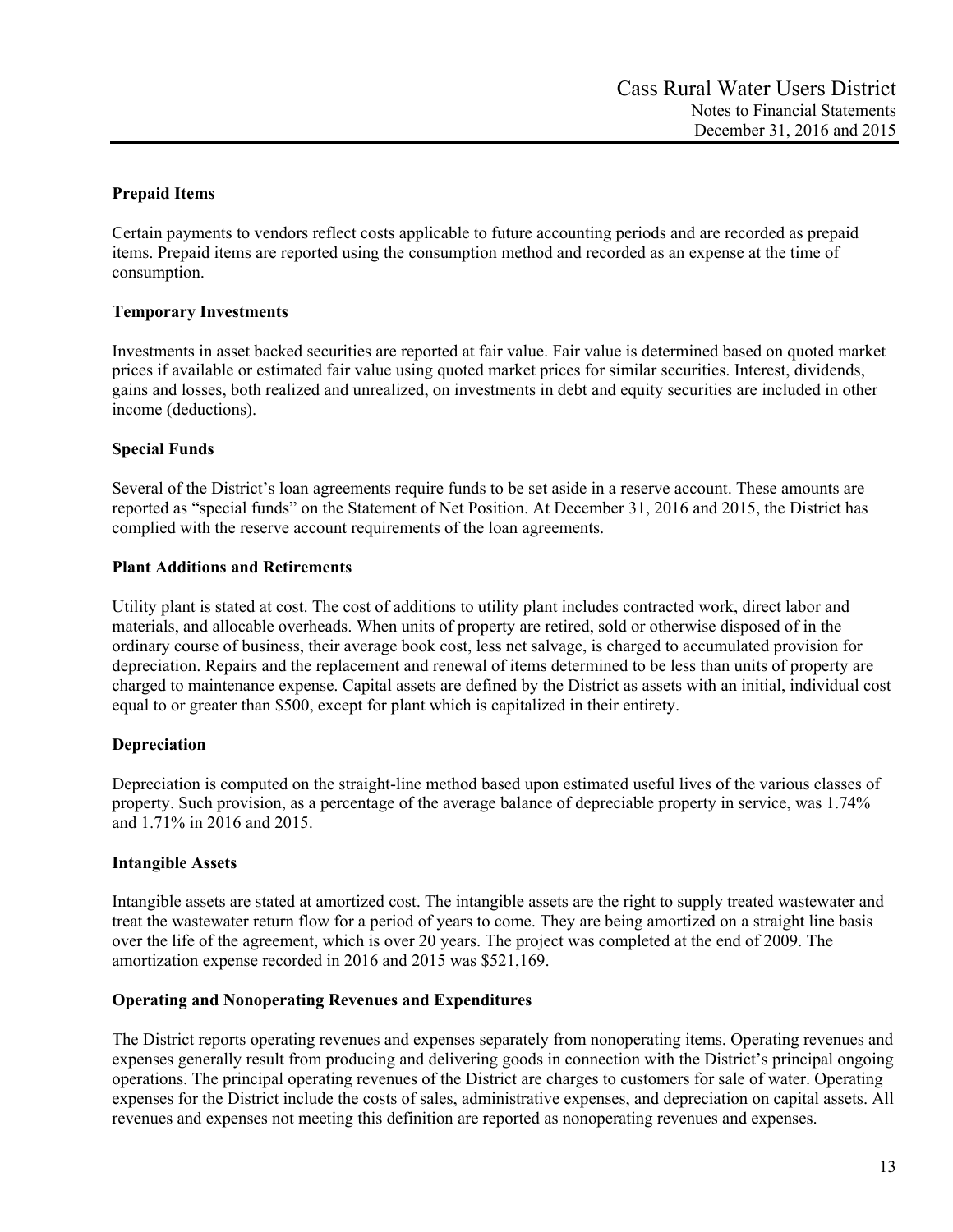### Prepaid Items

Certain payments to vendors reflect costs applicable to future accounting periods and are recorded as prepaid items. Prepaid items are reported using the consumption method and recorded as an expense at the time of consumption.

### Temporary Investments

Investments in asset backed securities are reported at fair value. Fair value is determined based on quoted market prices if available or estimated fair value using quoted market prices for similar securities. Interest, dividends, gains and losses, both realized and unrealized, on investments in debt and equity securities are included in other income (deductions).

### Special Funds

Several of the District's loan agreements require funds to be set aside in a reserve account. These amounts are reported as "special funds" on the Statement of Net Position. At December 31, 2016 and 2015, the District has complied with the reserve account requirements of the loan agreements.

### Plant Additions and Retirements

Utility plant is stated at cost. The cost of additions to utility plant includes contracted work, direct labor and materials, and allocable overheads. When units of property are retired, sold or otherwise disposed of in the ordinary course of business, their average book cost, less net salvage, is charged to accumulated provision for depreciation. Repairs and the replacement and renewal of items determined to be less than units of property are charged to maintenance expense. Capital assets are defined by the District as assets with an initial, individual cost equal to or greater than $500, except for plant which is capitalized in their entirety.

### Depreciation

Depreciation is computed on the straight-line method based upon estimated useful lives of the various classes of property. Such provision, as a percentage of the average balance of depreciable property in service, was 1.74% and 1.71% in 2016 and 2015.

### Intangible Assets

Intangible assets are stated at amortized cost. The intangible assets are the right to supply treated wastewater and treat the wastewater return flow for a period of years to come. They are being amortized on a straight line basis over the life of the agreement, which is over 20 years. The project was completed at the end of 2009. The amortization expense recorded in 2016 and 2015 was $521,169.

### Operating and Nonoperating Revenues and Expenditures

The District reports operating revenues and expenses separately from nonoperating items. Operating revenues and expenses generally result from producing and delivering goods in connection with the District's principal ongoing operations. The principal operating revenues of the District are charges to customers for sale of water. Operating expenses for the District include the costs of sales, administrative expenses, and depreciation on capital assets. All revenues and expenses not meeting this definition are reported as nonoperating revenues and expenses.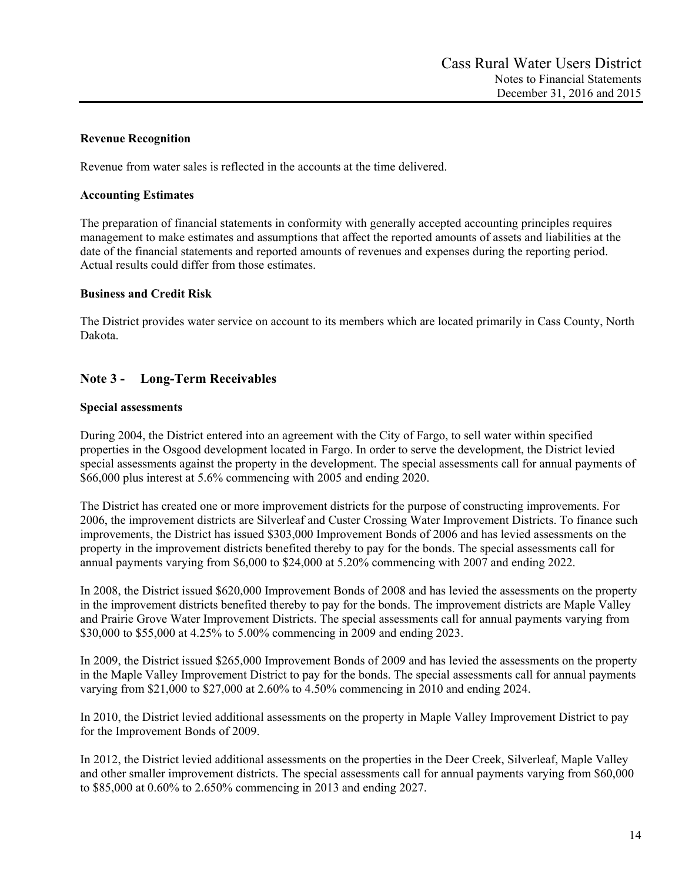**Revenue Recognition**

Revenue from water sales is reflected in the accounts at the time delivered.

**Accounting Estimates**

The preparation of financial statements in conformity with generally accepted accounting principles requires management to make estimates and assumptions that affect the reported amounts of assets and liabilities at the date of the financial statements and reported amounts of revenues and expenses during the reporting period. Actual results could differ from those estimates.

**Business and Credit Risk**

The District provides water service on account to its members which are located primarily in Cass County, North Dakota.

## Note 3 - Long-Term Receivables

**Special assessments**

During 2004, the District entered into an agreement with the City of Fargo, to sell water within specified properties in the Osgood development located in Fargo. In order to serve the development, the District levied special assessments against the property in the development. The special assessments call for annual payments of $66,000 plus interest at 5.6% commencing with 2005 and ending 2020.

The District has created one or more improvement districts for the purpose of constructing improvements. For 2006, the improvement districts are Silverleaf and Custer Crossing Water Improvement Districts. To finance such improvements, the District has issued $303,000 Improvement Bonds of 2006 and has levied assessments on the property in the improvement districts benefited thereby to pay for the bonds. The special assessments call for annual payments varying from $6,000 to $24,000 at 5.20% commencing with 2007 and ending 2022.

In 2008, the District issued $620,000 Improvement Bonds of 2008 and has levied the assessments on the property in the improvement districts benefited thereby to pay for the bonds. The improvement districts are Maple Valley and Prairie Grove Water Improvement Districts. The special assessments call for annual payments varying from $30,000 to $55,000 at 4.25% to 5.00% commencing in 2009 and ending 2023.

In 2009, the District issued $265,000 Improvement Bonds of 2009 and has levied the assessments on the property in the Maple Valley Improvement District to pay for the bonds. The special assessments call for annual payments varying from $21,000 to $27,000 at 2.60% to 4.50% commencing in 2010 and ending 2024.

In 2010, the District levied additional assessments on the property in Maple Valley Improvement District to pay for the Improvement Bonds of 2009.

In 2012, the District levied additional assessments on the properties in the Deer Creek, Silverleaf, Maple Valley and other smaller improvement districts. The special assessments call for annual payments varying from $60,000 to $85,000 at 0.60% to 2.650% commencing in 2013 and ending 2027.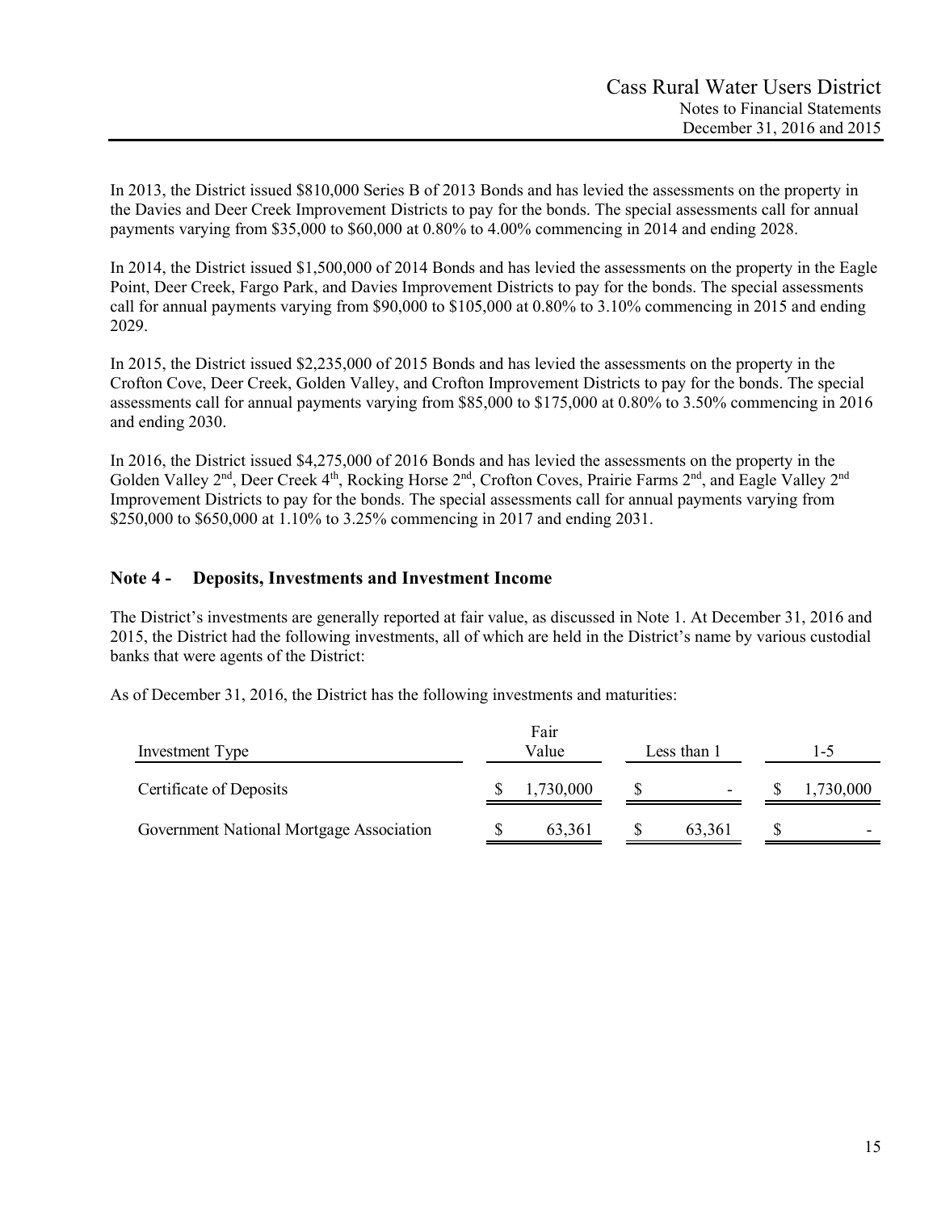In 2013, the District issued \$810,000 Series B of 2013 Bonds and has levied the assessments on the property in the Davies and Deer Creek Improvement Districts to pay for the bonds. The special assessments call for annual payments varying from \$35,000 to \$60,000 at 0.80% to 4.00% commencing in 2014 and ending 2028.

In 2014, the District issued \$1,500,000 of 2014 Bonds and has levied the assessments on the property in the Eagle Point, Deer Creek, Fargo Park, and Davies Improvement Districts to pay for the bonds. The special assessments call for annual payments varying from \$90,000 to \$105,000 at 0.80% to 3.10% commencing in 2015 and ending 2029.

In 2015, the District issued \$2,235,000 of 2015 Bonds and has levied the assessments on the property in the Crofton Cove, Deer Creek, Golden Valley, and Crofton Improvement Districts to pay for the bonds. The special assessments call for annual payments varying from \$85,000 to \$175,000 at 0.80% to 3.50% commencing in 2016 and ending 2030.

In 2016, the District issued \$4,275,000 of 2016 Bonds and has levied the assessments on the property in the Golden Valley 2nd, Deer Creek 4th, Rocking Horse 2nd, Crofton Coves, Prairie Farms 2nd, and Eagle Valley 2nd Improvement Districts to pay for the bonds. The special assessments call for annual payments varying from \$250,000 to \$650,000 at 1.10% to 3.25% commencing in 2017 and ending 2031.

## Note 4 - Deposits, Investments and Investment Income

The District's investments are generally reported at fair value, as discussed in Note 1. At December 31, 2016 and 2015, the District had the following investments, all of which are held in the District's name by various custodial banks that were agents of the District:

As of December 31, 2016, the District has the following investments and maturities:

| Investment Type | Fair Value | Less than 1 | 1-5 |
|---|---|---|---|
| Certificate of Deposits | \$ 1,730,000 | \$ - | \$ 1,730,000 |
| Government National Mortgage Association | \$ 63,361 | \$ 63,361 | \$ - |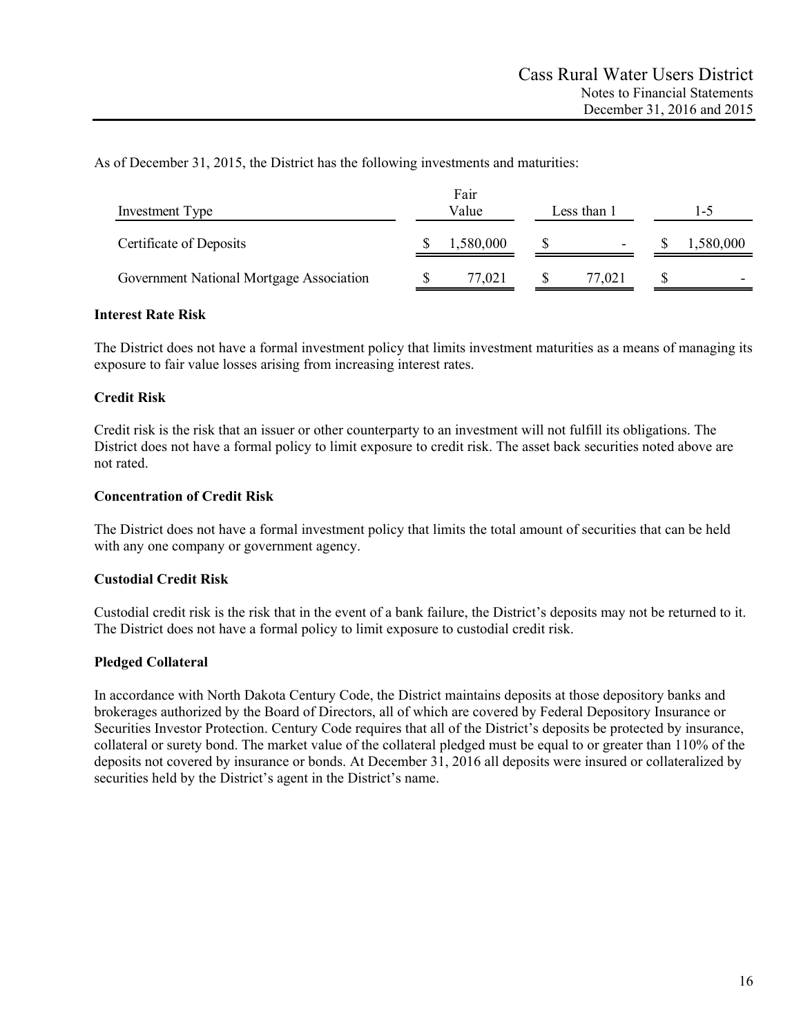As of December 31, 2015, the District has the following investments and maturities:

| Investment Type | Fair Value | Less than 1 | 1-5 |
|---|---|---|---|
| Certificate of Deposits | $ 1,580,000 | $ - | $ 1,580,000 |
| Government National Mortgage Association | $ 77,021 | $ 77,021 | $ - |

**Interest Rate Risk**

The District does not have a formal investment policy that limits investment maturities as a means of managing its exposure to fair value losses arising from increasing interest rates.

**Credit Risk**

Credit risk is the risk that an issuer or other counterparty to an investment will not fulfill its obligations. The District does not have a formal policy to limit exposure to credit risk. The asset back securities noted above are not rated.

**Concentration of Credit Risk**

The District does not have a formal investment policy that limits the total amount of securities that can be held with any one company or government agency.

**Custodial Credit Risk**

Custodial credit risk is the risk that in the event of a bank failure, the District's deposits may not be returned to it. The District does not have a formal policy to limit exposure to custodial credit risk.

**Pledged Collateral**

In accordance with North Dakota Century Code, the District maintains deposits at those depository banks and brokerages authorized by the Board of Directors, all of which are covered by Federal Depository Insurance or Securities Investor Protection. Century Code requires that all of the District's deposits be protected by insurance, collateral or surety bond. The market value of the collateral pledged must be equal to or greater than 110% of the deposits not covered by insurance or bonds. At December 31, 2016 all deposits were insured or collateralized by securities held by the District's agent in the District's name.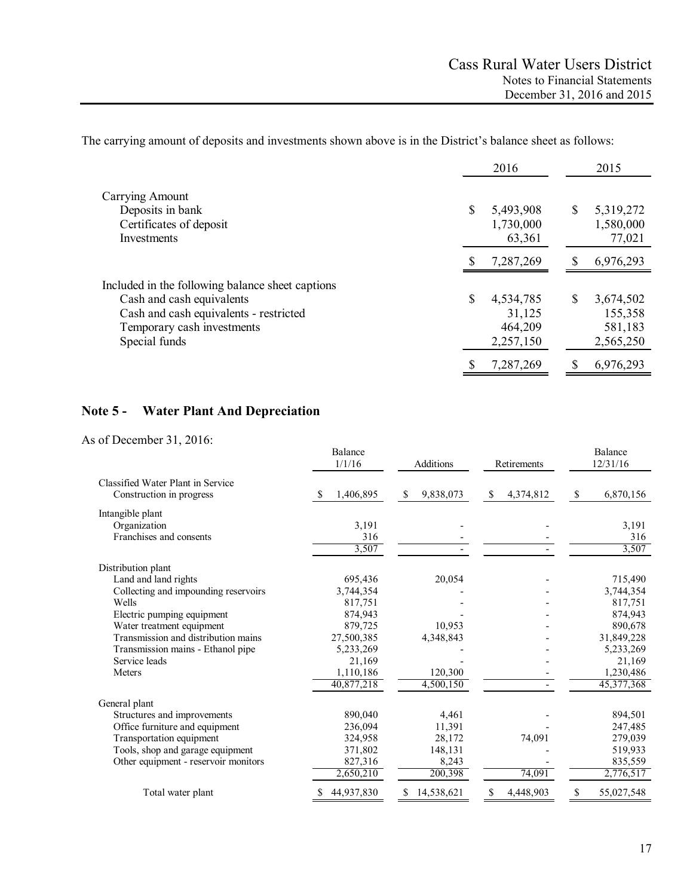The carrying amount of deposits and investments shown above is in the District's balance sheet as follows:

| | 2016 | 2015 |
|---|---|---|
| Carrying Amount | | |
| Deposits in bank | $ 5,493,908 | $ 5,319,272 |
| Certificates of deposit | 1,730,000 | 1,580,000 |
| Investments | 63,361 | 77,021 |
| | $ 7,287,269 | $ 6,976,293 |
| Included in the following balance sheet captions | | |
| Cash and cash equivalents | $ 4,534,785 | $ 3,674,502 |
| Cash and cash equivalents - restricted | 31,125 | 155,358 |
| Temporary cash investments | 464,209 | 581,183 |
| Special funds | 2,257,150 | 2,565,250 |
| | $ 7,287,269 | $ 6,976,293 |

## Note 5 - Water Plant And Depreciation

As of December 31, 2016:

| | Balance 1/1/16 | Additions | Retirements | Balance 12/31/16 |
|---|---|---|---|---|
| Classified Water Plant in Service | | | | |
| Construction in progress | $ 1,406,895 | $ 9,838,073 | $ 4,374,812 | $ 6,870,156 |
| Intangible plant | | | | |
| Organization | 3,191 | - | - | 3,191 |
| Franchises and consents | 316 | - | - | 316 |
| | 3,507 | - | - | 3,507 |
| Distribution plant | | | | |
| Land and land rights | 695,436 | 20,054 | - | 715,490 |
| Collecting and impounding reservoirs | 3,744,354 | - | - | 3,744,354 |
| Wells | 817,751 | - | - | 817,751 |
| Electric pumping equipment | 874,943 | - | - | 874,943 |
| Water treatment equipment | 879,725 | 10,953 | - | 890,678 |
| Transmission and distribution mains | 27,500,385 | 4,348,843 | - | 31,849,228 |
| Transmission mains - Ethanol pipe | 5,233,269 | - | - | 5,233,269 |
| Service leads | 21,169 | - | - | 21,169 |
| Meters | 1,110,186 | 120,300 | - | 1,230,486 |
| | 40,877,218 | 4,500,150 | - | 45,377,368 |
| General plant | | | | |
| Structures and improvements | 890,040 | 4,461 | - | 894,501 |
| Office furniture and equipment | 236,094 | 11,391 | - | 247,485 |
| Transportation equipment | 324,958 | 28,172 | 74,091 | 279,039 |
| Tools, shop and garage equipment | 371,802 | 148,131 | - | 519,933 |
| Other equipment - reservoir monitors | 827,316 | 8,243 | - | 835,559 |
| | 2,650,210 | 200,398 | 74,091 | 2,776,517 |
| Total water plant | $ 44,937,830 | $ 14,538,621 | $ 4,448,903 | $ 55,027,548 |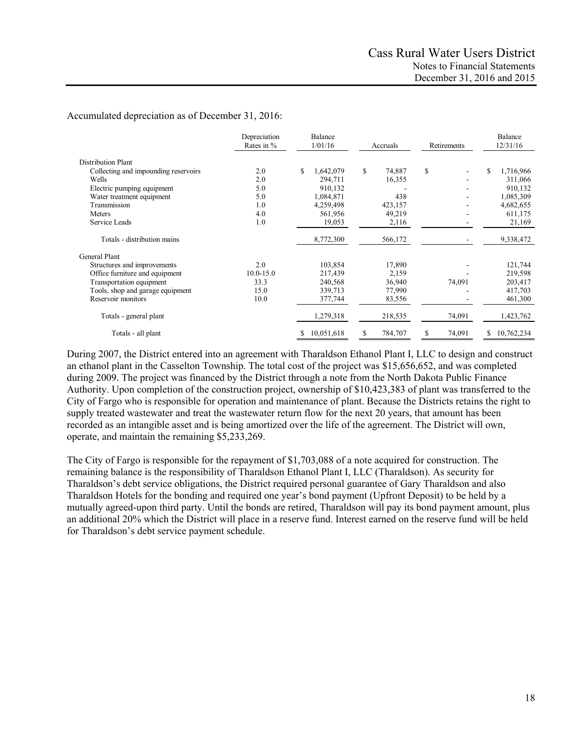Accumulated depreciation as of December 31, 2016:

| | Depreciation Rates in % | Balance 1/01/16 | Accruals | Retirements | Balance 12/31/16 |
|---|---|---|---|---|---|
| Distribution Plant | | | | | |
| Collecting and impounding reservoirs | 2.0 | $ 1,642,079 | $ 74,887 | $ - | $ 1,716,966 |
| Wells | 2.0 | 294,711 | 16,355 | - | 311,066 |
| Electric pumping equipment | 5.0 | 910,132 | - | - | 910,132 |
| Water treatment equipment | 5.0 | 1,084,871 | 438 | - | 1,085,309 |
| Transmission | 1.0 | 4,259,498 | 423,157 | - | 4,682,655 |
| Meters | 4.0 | 561,956 | 49,219 | - | 611,175 |
| Service Leads | 1.0 | 19,053 | 2,116 | - | 21,169 |
| Totals - distribution mains | | 8,772,300 | 566,172 | - | 9,338,472 |
| General Plant | | | | | |
| Structures and improvements | 2.0 | 103,854 | 17,890 | - | 121,744 |
| Office furniture and equipment | 10.0-15.0 | 217,439 | 2,159 | - | 219,598 |
| Transportation equipment | 33.3 | 240,568 | 36,940 | 74,091 | 203,417 |
| Tools, shop and garage equipment | 15.0 | 339,713 | 77,990 | - | 417,703 |
| Reservoir monitors | 10.0 | 377,744 | 83,556 | - | 461,300 |
| Totals - general plant | | 1,279,318 | 218,535 | 74,091 | 1,423,762 |
| Totals - all plant | | $ 10,051,618 | $ 784,707 | $ 74,091 | $ 10,762,234 |

During 2007, the District entered into an agreement with Tharaldson Ethanol Plant I, LLC to design and construct an ethanol plant in the Casselton Township. The total cost of the project was $15,656,652, and was completed during 2009. The project was financed by the District through a note from the North Dakota Public Finance Authority. Upon completion of the construction project, ownership of $10,423,383 of plant was transferred to the City of Fargo who is responsible for operation and maintenance of plant. Because the Districts retains the right to supply treated wastewater and treat the wastewater return flow for the next 20 years, that amount has been recorded as an intangible asset and is being amortized over the life of the agreement. The District will own, operate, and maintain the remaining $5,233,269.

The City of Fargo is responsible for the repayment of $1,703,088 of a note acquired for construction. The remaining balance is the responsibility of Tharaldson Ethanol Plant I, LLC (Tharaldson). As security for Tharaldson's debt service obligations, the District required personal guarantee of Gary Tharaldson and also Tharaldson Hotels for the bonding and required one year's bond payment (Upfront Deposit) to be held by a mutually agreed-upon third party. Until the bonds are retired, Tharaldson will pay its bond payment amount, plus an additional 20% which the District will place in a reserve fund. Interest earned on the reserve fund will be held for Tharaldson's debt service payment schedule.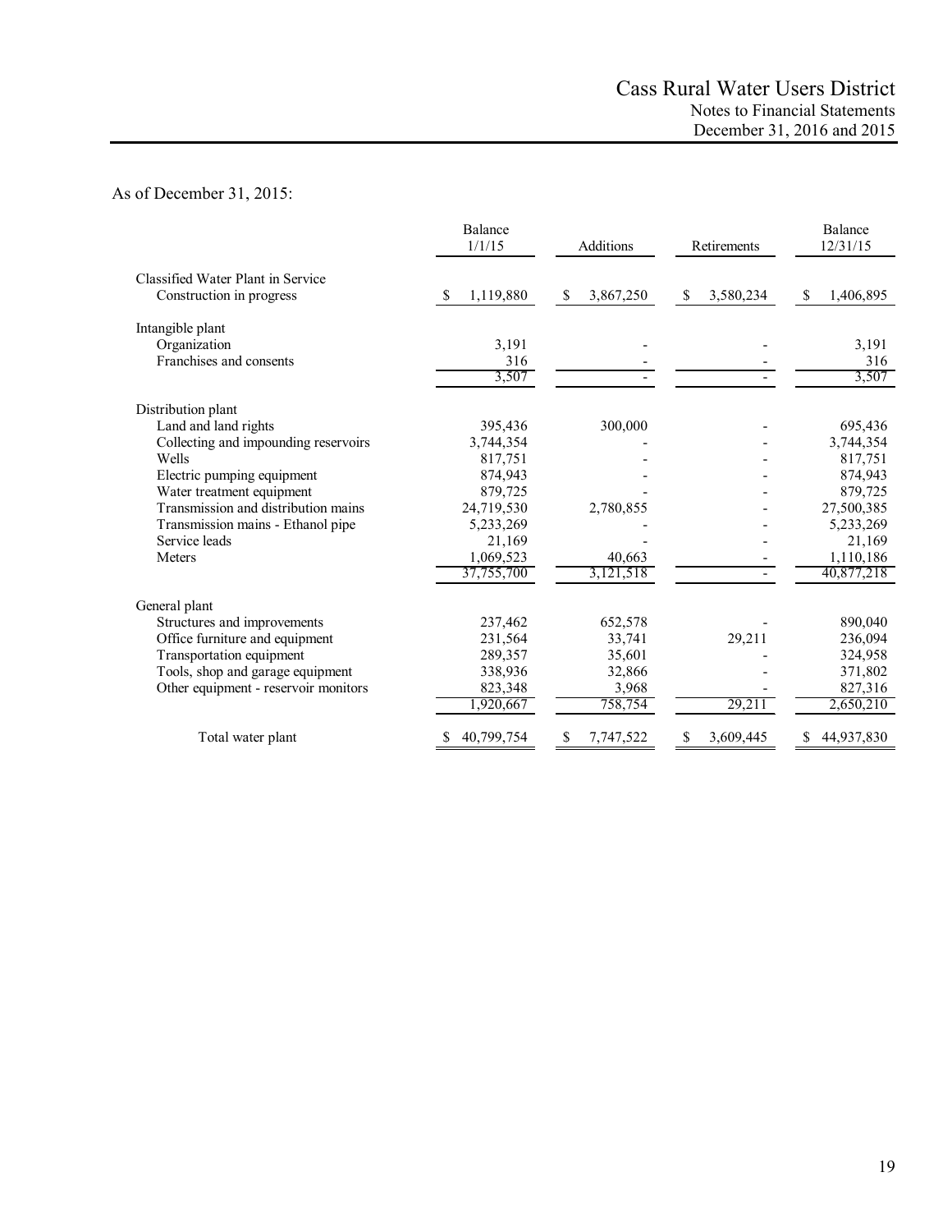As of December 31, 2015:

| | Balance 1/1/15 | Additions | Retirements | Balance 12/31/15 |
|---|---|---|---|---|
| Classified Water Plant in Service | | | | |
| Construction in progress | $ 1,119,880 | $ 3,867,250 | $ 3,580,234 | $ 1,406,895 |
| Intangible plant | | | | |
| Organization | 3,191 | - | - | 3,191 |
| Franchises and consents | 316 | - | - | 316 |
| | 3,507 | - | - | 3,507 |
| Distribution plant | | | | |
| Land and land rights | 395,436 | 300,000 | - | 695,436 |
| Collecting and impounding reservoirs | 3,744,354 | - | - | 3,744,354 |
| Wells | 817,751 | - | - | 817,751 |
| Electric pumping equipment | 874,943 | - | - | 874,943 |
| Water treatment equipment | 879,725 | - | - | 879,725 |
| Transmission and distribution mains | 24,719,530 | 2,780,855 | - | 27,500,385 |
| Transmission mains - Ethanol pipe | 5,233,269 | - | - | 5,233,269 |
| Service leads | 21,169 | - | - | 21,169 |
| Meters | 1,069,523 | 40,663 | - | 1,110,186 |
| | 37,755,700 | 3,121,518 | - | 40,877,218 |
| General plant | | | | |
| Structures and improvements | 237,462 | 652,578 | - | 890,040 |
| Office furniture and equipment | 231,564 | 33,741 | 29,211 | 236,094 |
| Transportation equipment | 289,357 | 35,601 | - | 324,958 |
| Tools, shop and garage equipment | 338,936 | 32,866 | - | 371,802 |
| Other equipment - reservoir monitors | 823,348 | 3,968 | - | 827,316 |
| | 1,920,667 | 758,754 | 29,211 | 2,650,210 |
| Total water plant | $ 40,799,754 | $ 7,747,522 | $ 3,609,445 | $ 44,937,830 |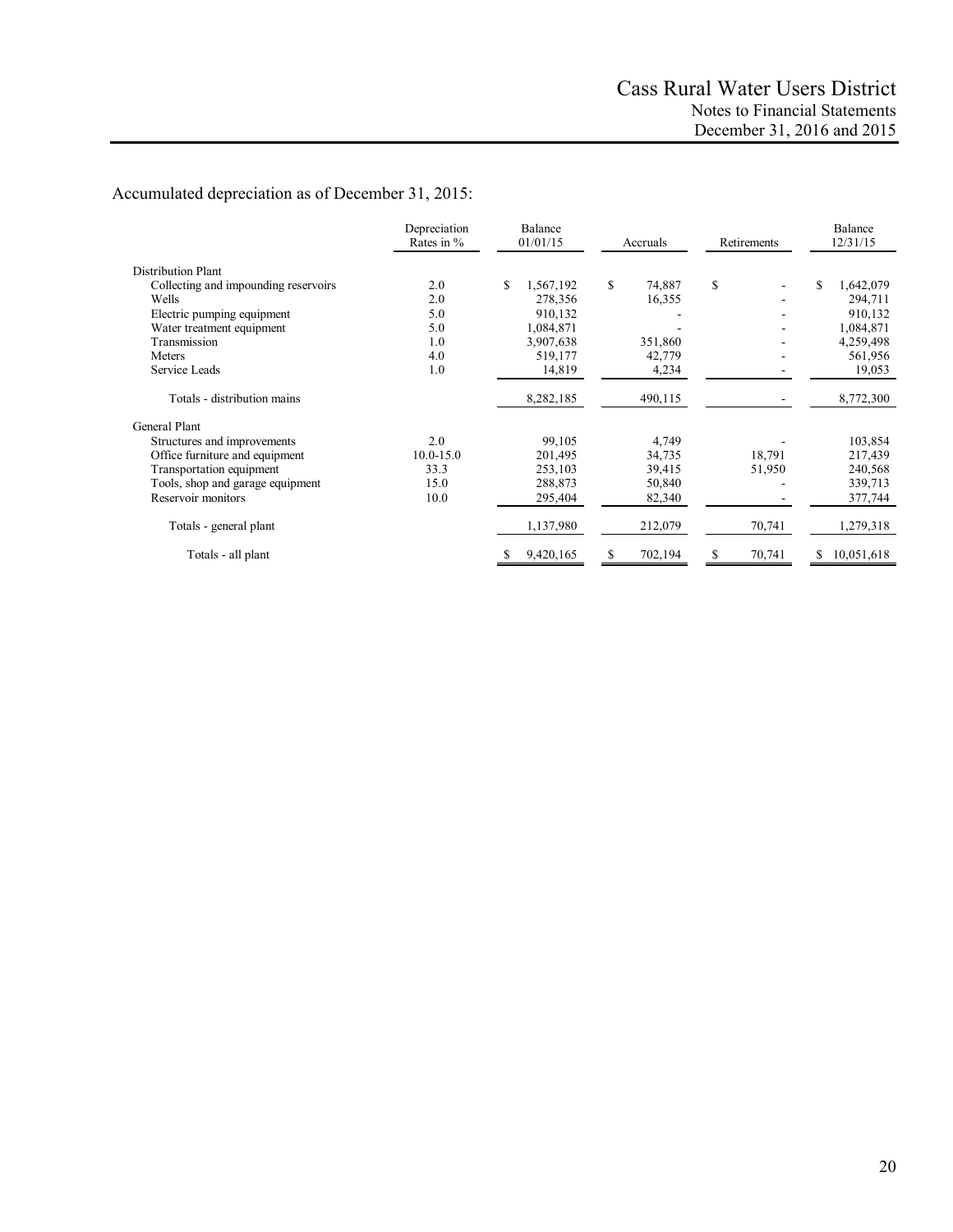Accumulated depreciation as of December 31, 2015:

| | Depreciation Rates in % | Balance 01/01/15 | Accruals | Retirements | Balance 12/31/15 |
|---|---|---|---|---|---|
| Distribution Plant | | | | | |
| Collecting and impounding reservoirs | 2.0 | $ 1,567,192 | $ 74,887 | $ - | $ 1,642,079 |
| Wells | 2.0 | 278,356 | 16,355 | - | 294,711 |
| Electric pumping equipment | 5.0 | 910,132 | - | - | 910,132 |
| Water treatment equipment | 5.0 | 1,084,871 | - | - | 1,084,871 |
| Transmission | 1.0 | 3,907,638 | 351,860 | - | 4,259,498 |
| Meters | 4.0 | 519,177 | 42,779 | - | 561,956 |
| Service Leads | 1.0 | 14,819 | 4,234 | - | 19,053 |
| Totals - distribution mains | | 8,282,185 | 490,115 | - | 8,772,300 |
| General Plant | | | | | |
| Structures and improvements | 2.0 | 99,105 | 4,749 | - | 103,854 |
| Office furniture and equipment | 10.0-15.0 | 201,495 | 34,735 | 18,791 | 217,439 |
| Transportation equipment | 33.3 | 253,103 | 39,415 | 51,950 | 240,568 |
| Tools, shop and garage equipment | 15.0 | 288,873 | 50,840 | - | 339,713 |
| Reservoir monitors | 10.0 | 295,404 | 82,340 | - | 377,744 |
| Totals - general plant | | 1,137,980 | 212,079 | 70,741 | 1,279,318 |
| Totals - all plant | | $ 9,420,165 | $ 702,194 | $ 70,741 | $ 10,051,618 |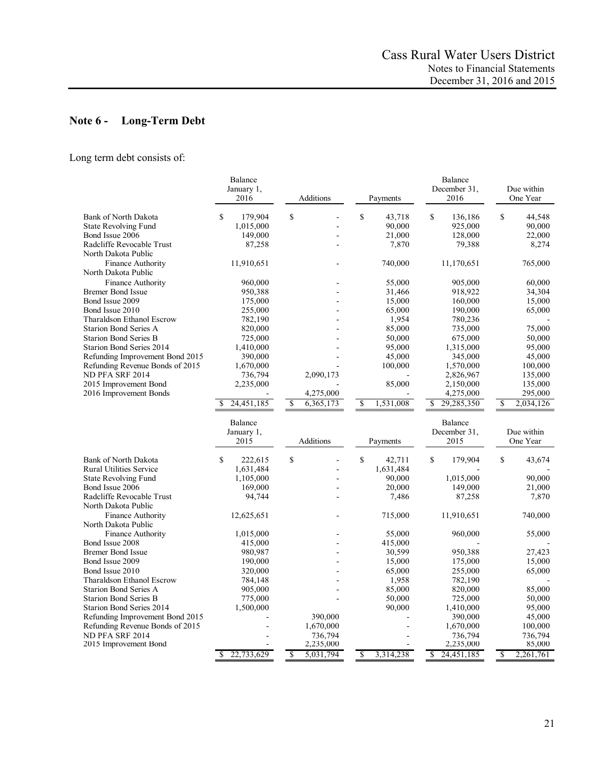## Note 6 - Long-Term Debt

Long term debt consists of:

| | Balance January 1, 2016 | Additions | Payments | Balance December 31, 2016 | Due within One Year |
|---|---|---|---|---|---|
| Bank of North Dakota | $ 179,904 | $ - | $ 43,718 | $ 136,186 | $ 44,548 |
| State Revolving Fund | 1,015,000 | - | 90,000 | 925,000 | 90,000 |
| Bond Issue 2006 | 149,000 | - | 21,000 | 128,000 | 22,000 |
| Radcliffe Revocable Trust | 87,258 | - | 7,870 | 79,388 | 8,274 |
| North Dakota Public Finance Authority | 11,910,651 | - | 740,000 | 11,170,651 | 765,000 |
| North Dakota Public Finance Authority | 960,000 | - | 55,000 | 905,000 | 60,000 |
| Bremer Bond Issue | 950,388 | - | 31,466 | 918,922 | 34,304 |
| Bond Issue 2009 | 175,000 | - | 15,000 | 160,000 | 15,000 |
| Bond Issue 2010 | 255,000 | - | 65,000 | 190,000 | 65,000 |
| Tharaldson Ethanol Escrow | 782,190 | - | 1,954 | 780,236 | - |
| Starion Bond Series A | 820,000 | - | 85,000 | 735,000 | 75,000 |
| Starion Bond Series B | 725,000 | - | 50,000 | 675,000 | 50,000 |
| Starion Bond Series 2014 | 1,410,000 | - | 95,000 | 1,315,000 | 95,000 |
| Refunding Improvement Bond 2015 | 390,000 | - | 45,000 | 345,000 | 45,000 |
| Refunding Revenue Bonds of 2015 | 1,670,000 | - | 100,000 | 1,570,000 | 100,000 |
| ND PFA SRF 2014 | 736,794 | 2,090,173 | - | 2,826,967 | 135,000 |
| 2015 Improvement Bond | 2,235,000 | - | 85,000 | 2,150,000 | 135,000 |
| 2016 Improvement Bonds | - | 4,275,000 | - | 4,275,000 | 295,000 |
| | $ 24,451,185 | $ 6,365,173 | $ 1,531,008 | $ 29,285,350 | $ 2,034,126 |

| | Balance January 1, 2015 | Additions | Payments | Balance December 31, 2015 | Due within One Year |
|---|---|---|---|---|---|
| Bank of North Dakota | $ 222,615 | $ - | $ 42,711 | $ 179,904 | $ 43,674 |
| Rural Utilities Service | 1,631,484 | - | 1,631,484 | - | - |
| State Revolving Fund | 1,105,000 | - | 90,000 | 1,015,000 | 90,000 |
| Bond Issue 2006 | 169,000 | - | 20,000 | 149,000 | 21,000 |
| Radcliffe Revocable Trust | 94,744 | - | 7,486 | 87,258 | 7,870 |
| North Dakota Public Finance Authority | 12,625,651 | - | 715,000 | 11,910,651 | 740,000 |
| North Dakota Public Finance Authority | 1,015,000 | - | 55,000 | 960,000 | 55,000 |
| Bond Issue 2008 | 415,000 | - | 415,000 | - | - |
| Bremer Bond Issue | 980,987 | - | 30,599 | 950,388 | 27,423 |
| Bond Issue 2009 | 190,000 | - | 15,000 | 175,000 | 15,000 |
| Bond Issue 2010 | 320,000 | - | 65,000 | 255,000 | 65,000 |
| Tharaldson Ethanol Escrow | 784,148 | - | 1,958 | 782,190 | - |
| Starion Bond Series A | 905,000 | - | 85,000 | 820,000 | 85,000 |
| Starion Bond Series B | 775,000 | - | 50,000 | 725,000 | 50,000 |
| Starion Bond Series 2014 | 1,500,000 | | 90,000 | 1,410,000 | 95,000 |
| Refunding Improvement Bond 2015 | - | 390,000 | - | 390,000 | 45,000 |
| Refunding Revenue Bonds of 2015 | - | 1,670,000 | - | 1,670,000 | 100,000 |
| ND PFA SRF 2014 | - | 736,794 | - | 736,794 | 736,794 |
| 2015 Improvement Bond | - | 2,235,000 | - | 2,235,000 | 85,000 |
| | $ 22,733,629 | $ 5,031,794 | $ 3,314,238 | $ 24,451,185 | $ 2,261,761 |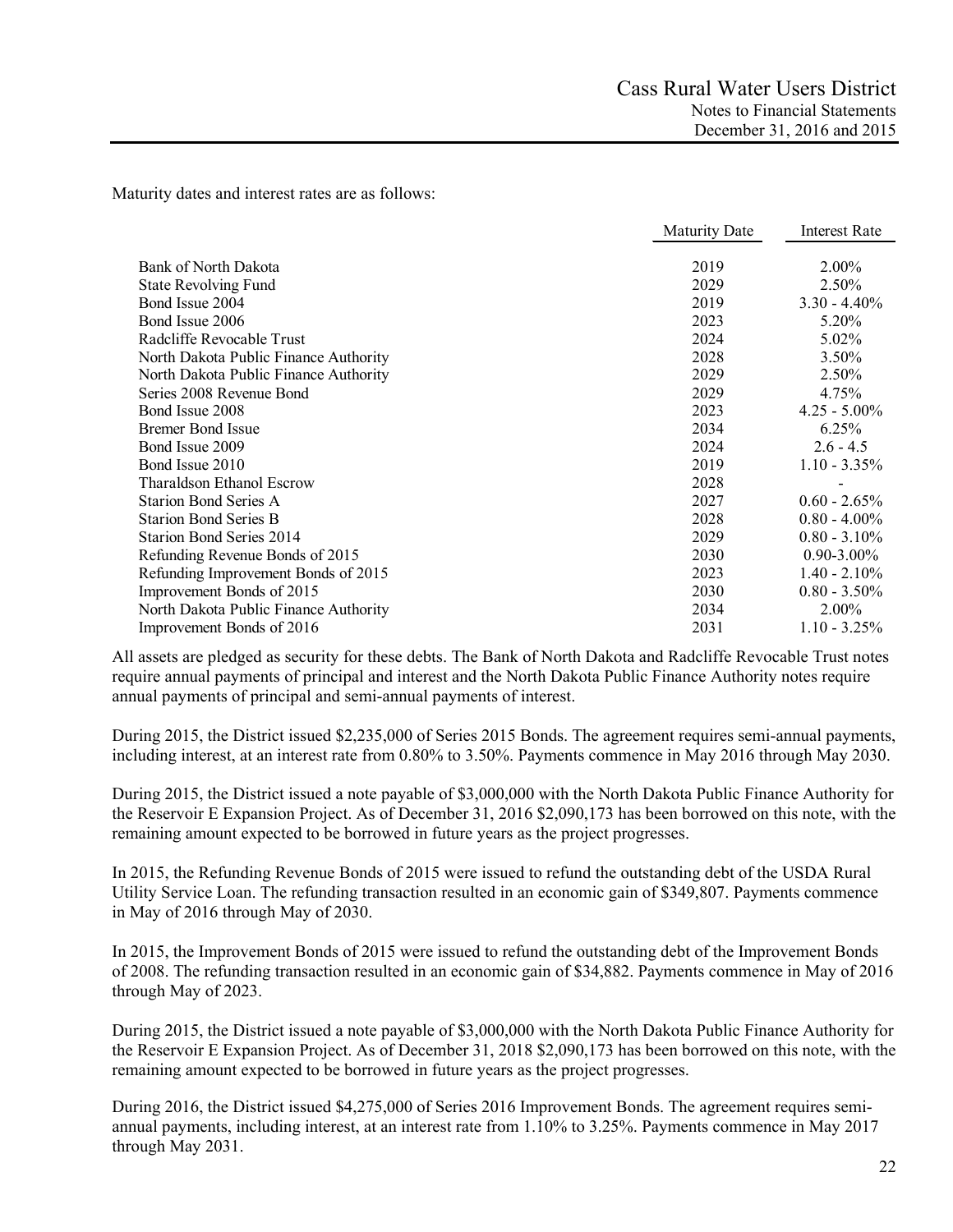Maturity dates and interest rates are as follows:

| | Maturity Date | Interest Rate |
|---|---|---|
| Bank of North Dakota | 2019 | 2.00% |
| State Revolving Fund | 2029 | 2.50% |
| Bond Issue 2004 | 2019 | 3.30 - 4.40% |
| Bond Issue 2006 | 2023 | 5.20% |
| Radcliffe Revocable Trust | 2024 | 5.02% |
| North Dakota Public Finance Authority | 2028 | 3.50% |
| North Dakota Public Finance Authority | 2029 | 2.50% |
| Series 2008 Revenue Bond | 2029 | 4.75% |
| Bond Issue 2008 | 2023 | 4.25 - 5.00% |
| Bremer Bond Issue | 2034 | 6.25% |
| Bond Issue 2009 | 2024 | 2.6 - 4.5 |
| Bond Issue 2010 | 2019 | 1.10 - 3.35% |
| Tharaldson Ethanol Escrow | 2028 | - |
| Starion Bond Series A | 2027 | 0.60 - 2.65% |
| Starion Bond Series B | 2028 | 0.80 - 4.00% |
| Starion Bond Series 2014 | 2029 | 0.80 - 3.10% |
| Refunding Revenue Bonds of 2015 | 2030 | 0.90-3.00% |
| Refunding Improvement Bonds of 2015 | 2023 | 1.40 - 2.10% |
| Improvement Bonds of 2015 | 2030 | 0.80 - 3.50% |
| North Dakota Public Finance Authority | 2034 | 2.00% |
| Improvement Bonds of 2016 | 2031 | 1.10 - 3.25% |

All assets are pledged as security for these debts. The Bank of North Dakota and Radcliffe Revocable Trust notes require annual payments of principal and interest and the North Dakota Public Finance Authority notes require annual payments of principal and semi-annual payments of interest.

During 2015, the District issued $2,235,000 of Series 2015 Bonds. The agreement requires semi-annual payments, including interest, at an interest rate from 0.80% to 3.50%. Payments commence in May 2016 through May 2030.

During 2015, the District issued a note payable of $3,000,000 with the North Dakota Public Finance Authority for the Reservoir E Expansion Project. As of December 31, 2016 $2,090,173 has been borrowed on this note, with the remaining amount expected to be borrowed in future years as the project progresses.

In 2015, the Refunding Revenue Bonds of 2015 were issued to refund the outstanding debt of the USDA Rural Utility Service Loan. The refunding transaction resulted in an economic gain of $349,807. Payments commence in May of 2016 through May of 2030.

In 2015, the Improvement Bonds of 2015 were issued to refund the outstanding debt of the Improvement Bonds of 2008. The refunding transaction resulted in an economic gain of $34,882. Payments commence in May of 2016 through May of 2023.

During 2015, the District issued a note payable of $3,000,000 with the North Dakota Public Finance Authority for the Reservoir E Expansion Project. As of December 31, 2018 $2,090,173 has been borrowed on this note, with the remaining amount expected to be borrowed in future years as the project progresses.

During 2016, the District issued $4,275,000 of Series 2016 Improvement Bonds. The agreement requires semi-annual payments, including interest, at an interest rate from 1.10% to 3.25%. Payments commence in May 2017 through May 2031.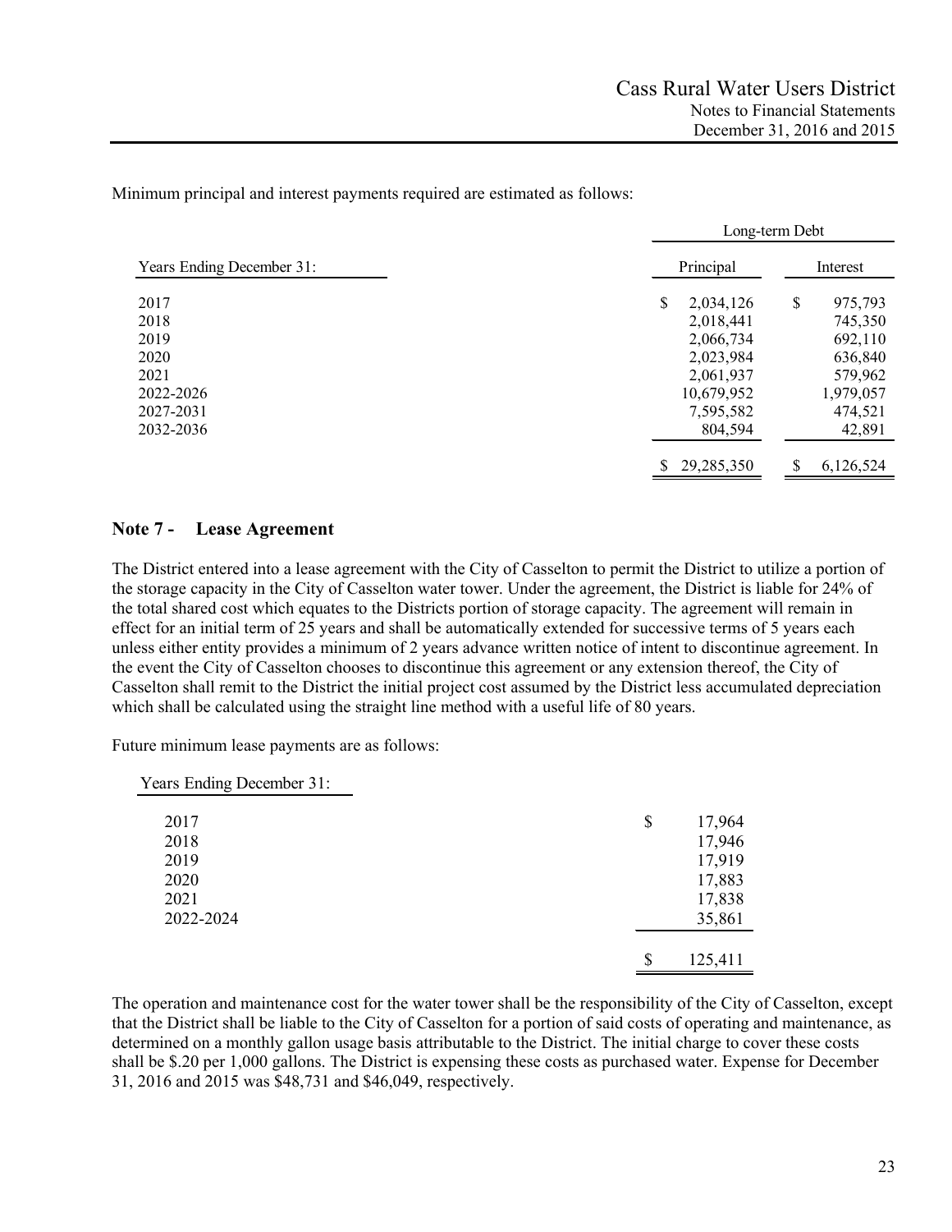Minimum principal and interest payments required are estimated as follows:

| Years Ending December 31: | Long-term Debt | |
|---|---|---|
| | Principal | Interest |
| 2017 | $ 2,034,126 | $ 975,793 |
| 2018 | 2,018,441 | 745,350 |
| 2019 | 2,066,734 | 692,110 |
| 2020 | 2,023,984 | 636,840 |
| 2021 | 2,061,937 | 579,962 |
| 2022-2026 | 10,679,952 | 1,979,057 |
| 2027-2031 | 7,595,582 | 474,521 |
| 2032-2036 | 804,594 | 42,891 |
| | $ 29,285,350 | $ 6,126,524 |

## Note 7 - Lease Agreement

The District entered into a lease agreement with the City of Casselton to permit the District to utilize a portion of the storage capacity in the City of Casselton water tower. Under the agreement, the District is liable for 24% of the total shared cost which equates to the Districts portion of storage capacity. The agreement will remain in effect for an initial term of 25 years and shall be automatically extended for successive terms of 5 years each unless either entity provides a minimum of 2 years advance written notice of intent to discontinue agreement. In the event the City of Casselton chooses to discontinue this agreement or any extension thereof, the City of Casselton shall remit to the District the initial project cost assumed by the District less accumulated depreciation which shall be calculated using the straight line method with a useful life of 80 years.

Future minimum lease payments are as follows:

| Years Ending December 31: | |
|---|---|
| 2017 | $ 17,964 |
| 2018 | 17,946 |
| 2019 | 17,919 |
| 2020 | 17,883 |
| 2021 | 17,838 |
| 2022-2024 | 35,861 |
| | $ 125,411 |

The operation and maintenance cost for the water tower shall be the responsibility of the City of Casselton, except that the District shall be liable to the City of Casselton for a portion of said costs of operating and maintenance, as determined on a monthly gallon usage basis attributable to the District. The initial charge to cover these costs shall be $.20 per 1,000 gallons. The District is expensing these costs as purchased water. Expense for December 31, 2016 and 2015 was $48,731 and $46,049, respectively.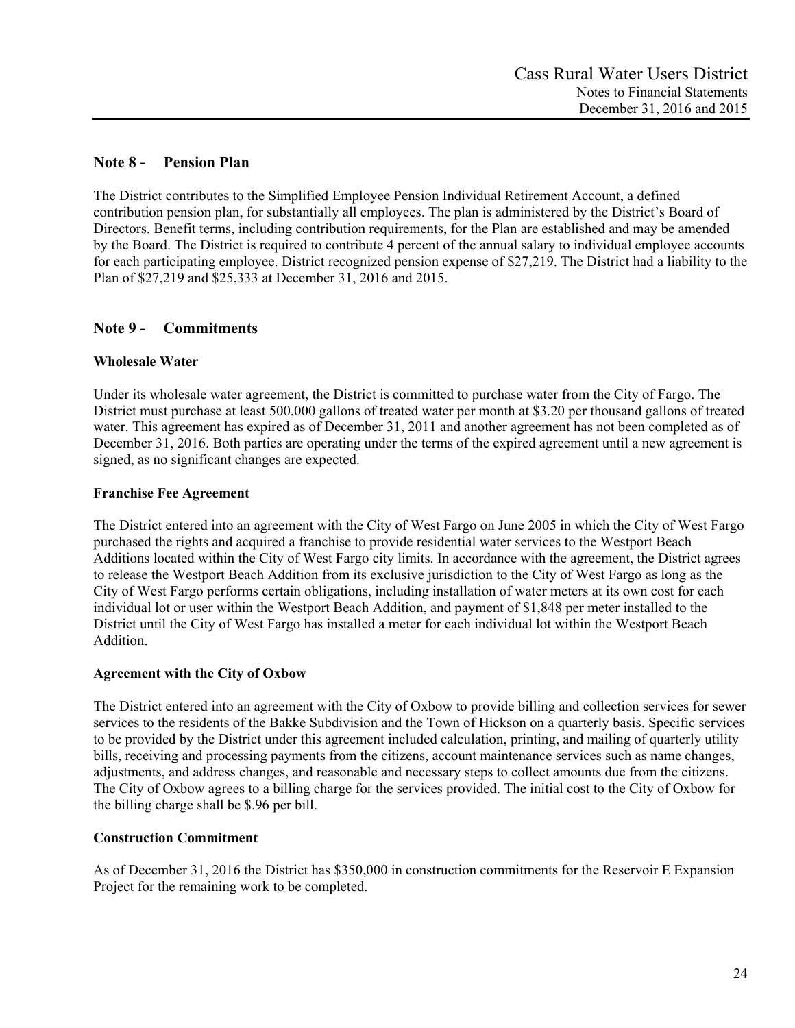## Note 8 - Pension Plan

The District contributes to the Simplified Employee Pension Individual Retirement Account, a defined contribution pension plan, for substantially all employees. The plan is administered by the District's Board of Directors. Benefit terms, including contribution requirements, for the Plan are established and may be amended by the Board. The District is required to contribute 4 percent of the annual salary to individual employee accounts for each participating employee. District recognized pension expense of $27,219. The District had a liability to the Plan of $27,219 and $25,333 at December 31, 2016 and 2015.

## Note 9 - Commitments

### Wholesale Water

Under its wholesale water agreement, the District is committed to purchase water from the City of Fargo. The District must purchase at least 500,000 gallons of treated water per month at $3.20 per thousand gallons of treated water. This agreement has expired as of December 31, 2011 and another agreement has not been completed as of December 31, 2016. Both parties are operating under the terms of the expired agreement until a new agreement is signed, as no significant changes are expected.

### Franchise Fee Agreement

The District entered into an agreement with the City of West Fargo on June 2005 in which the City of West Fargo purchased the rights and acquired a franchise to provide residential water services to the Westport Beach Additions located within the City of West Fargo city limits. In accordance with the agreement, the District agrees to release the Westport Beach Addition from its exclusive jurisdiction to the City of West Fargo as long as the City of West Fargo performs certain obligations, including installation of water meters at its own cost for each individual lot or user within the Westport Beach Addition, and payment of $1,848 per meter installed to the District until the City of West Fargo has installed a meter for each individual lot within the Westport Beach Addition.

### Agreement with the City of Oxbow

The District entered into an agreement with the City of Oxbow to provide billing and collection services for sewer services to the residents of the Bakke Subdivision and the Town of Hickson on a quarterly basis. Specific services to be provided by the District under this agreement included calculation, printing, and mailing of quarterly utility bills, receiving and processing payments from the citizens, account maintenance services such as name changes, adjustments, and address changes, and reasonable and necessary steps to collect amounts due from the citizens. The City of Oxbow agrees to a billing charge for the services provided. The initial cost to the City of Oxbow for the billing charge shall be $.96 per bill.

### Construction Commitment

As of December 31, 2016 the District has $350,000 in construction commitments for the Reservoir E Expansion Project for the remaining work to be completed.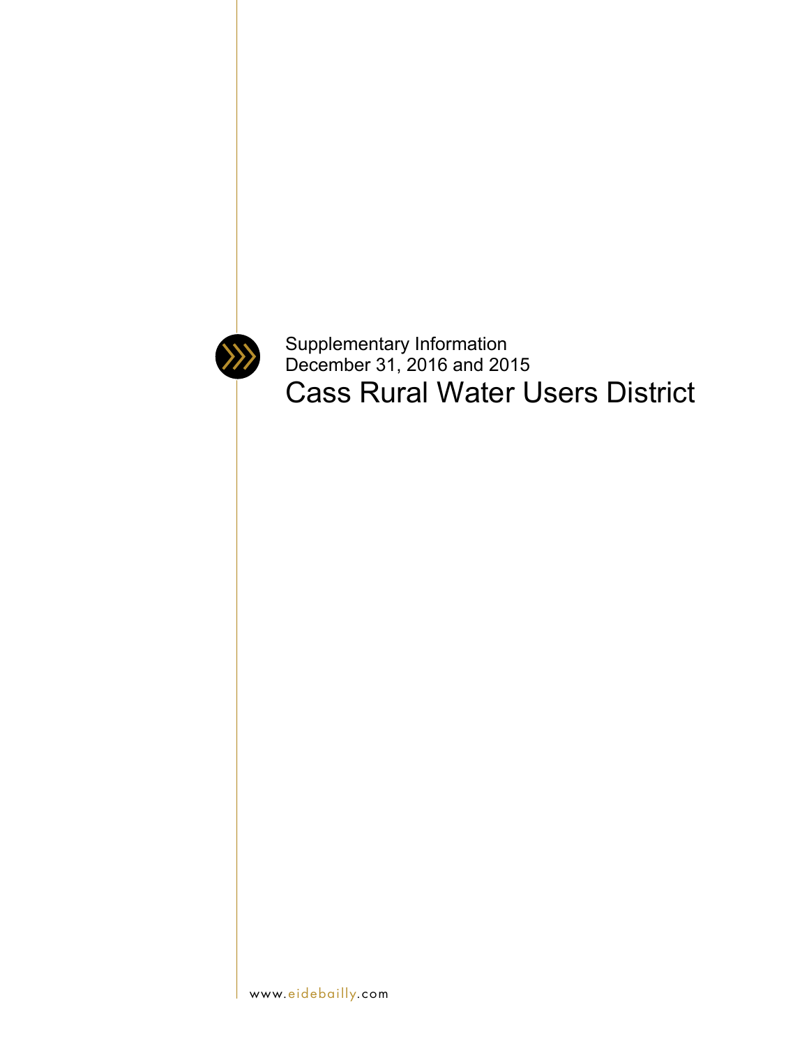Supplementary Information
December 31, 2016 and 2015

# Cass Rural Water Users District

www.eidebailly.com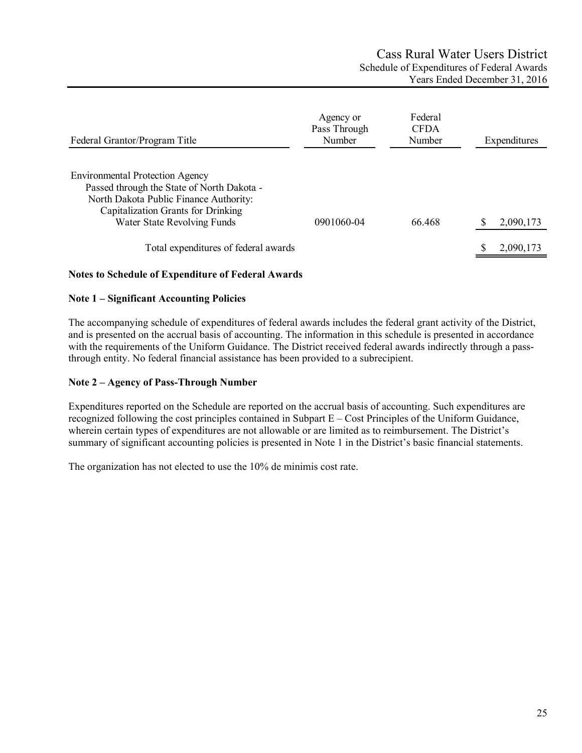# Cass Rural Water Users District

## Schedule of Expenditures of Federal Awards

### Years Ended December 31, 2016

| Federal Grantor/Program Title | Agency or Pass Through Number | Federal CFDA Number | Expenditures |
|---|---|---|---|
| Environmental Protection Agency | | | |
| Passed through the State of North Dakota - | | | |
| North Dakota Public Finance Authority: | | | |
| Capitalization Grants for Drinking Water State Revolving Funds | 0901060-04 | 66.468 | $ 2,090,173 |
| Total expenditures of federal awards | | | $ 2,090,173 |

**Notes to Schedule of Expenditure of Federal Awards**

**Note 1 – Significant Accounting Policies**

The accompanying schedule of expenditures of federal awards includes the federal grant activity of the District, and is presented on the accrual basis of accounting. The information in this schedule is presented in accordance with the requirements of the Uniform Guidance. The District received federal awards indirectly through a pass-through entity. No federal financial assistance has been provided to a subrecipient.

**Note 2 – Agency of Pass-Through Number**

Expenditures reported on the Schedule are reported on the accrual basis of accounting. Such expenditures are recognized following the cost principles contained in Subpart E – Cost Principles of the Uniform Guidance, wherein certain types of expenditures are not allowable or are limited as to reimbursement. The District's summary of significant accounting policies is presented in Note 1 in the District's basic financial statements.

The organization has not elected to use the 10% de minimis cost rate.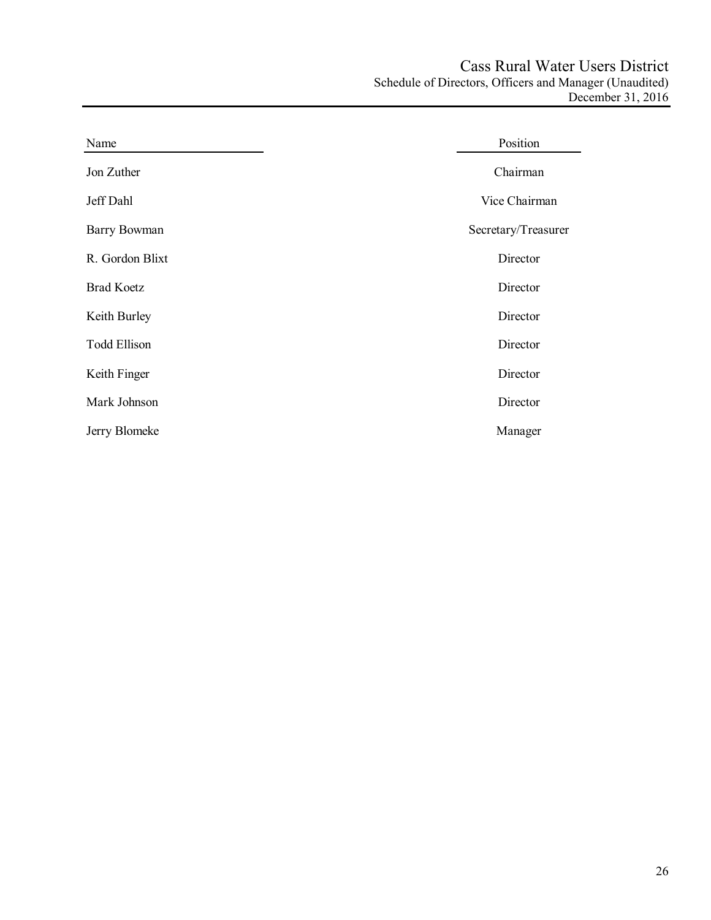# Cass Rural Water Users District

## Schedule of Directors, Officers and Manager (Unaudited)

### December 31, 2016

| Name | Position |
| --- | --- |
| Jon Zuther | Chairman |
| Jeff Dahl | Vice Chairman |
| Barry Bowman | Secretary/Treasurer |
| R. Gordon Blixt | Director |
| Brad Koetz | Director |
| Keith Burley | Director |
| Todd Ellison | Director |
| Keith Finger | Director |
| Mark Johnson | Director |
| Jerry Blomeke | Manager |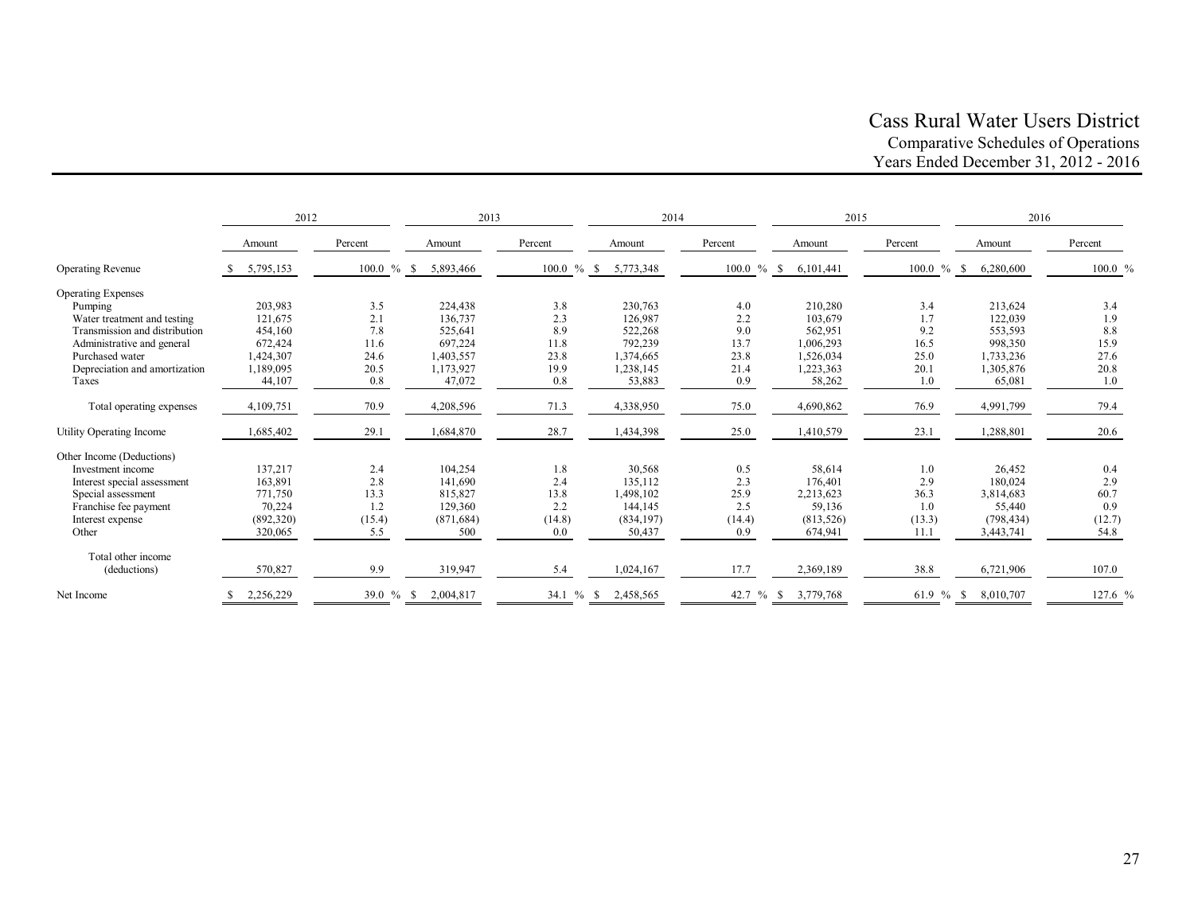# Cass Rural Water Users District

## Comparative Schedules of Operations

## Years Ended December 31, 2012 - 2016

| | 2012 | | 2013 | | 2014 | | 2015 | | 2016 | |
|---|---|---|---|---|---|---|---|---|---|---|
| | Amount | Percent | Amount | Percent | Amount | Percent | Amount | Percent | Amount | Percent |
| Operating Revenue | $ 5,795,153 | 100.0 % | $ 5,893,466 | 100.0 % | $ 5,773,348 | 100.0 % | $ 6,101,441 | 100.0 % | $ 6,280,600 | 100.0 % |
| Operating Expenses | | | | | | | | | | |
| Pumping | 203,983 | 3.5 | 224,438 | 3.8 | 230,763 | 4.0 | 210,280 | 3.4 | 213,624 | 3.4 |
| Water treatment and testing | 121,675 | 2.1 | 136,737 | 2.3 | 126,987 | 2.2 | 103,679 | 1.7 | 122,039 | 1.9 |
| Transmission and distribution | 454,160 | 7.8 | 525,641 | 8.9 | 522,268 | 9.0 | 562,951 | 9.2 | 553,593 | 8.8 |
| Administrative and general | 672,424 | 11.6 | 697,224 | 11.8 | 792,239 | 13.7 | 1,006,293 | 16.5 | 998,350 | 15.9 |
| Purchased water | 1,424,307 | 24.6 | 1,403,557 | 23.8 | 1,374,665 | 23.8 | 1,526,034 | 25.0 | 1,733,236 | 27.6 |
| Depreciation and amortization | 1,189,095 | 20.5 | 1,173,927 | 19.9 | 1,238,145 | 21.4 | 1,223,363 | 20.1 | 1,305,876 | 20.8 |
| Taxes | 44,107 | 0.8 | 47,072 | 0.8 | 53,883 | 0.9 | 58,262 | 1.0 | 65,081 | 1.0 |
| Total operating expenses | 4,109,751 | 70.9 | 4,208,596 | 71.3 | 4,338,950 | 75.0 | 4,690,862 | 76.9 | 4,991,799 | 79.4 |
| Utility Operating Income | 1,685,402 | 29.1 | 1,684,870 | 28.7 | 1,434,398 | 25.0 | 1,410,579 | 23.1 | 1,288,801 | 20.6 |
| Other Income (Deductions) | | | | | | | | | | |
| Investment income | 137,217 | 2.4 | 104,254 | 1.8 | 30,568 | 0.5 | 58,614 | 1.0 | 26,452 | 0.4 |
| Interest special assessment | 163,891 | 2.8 | 141,690 | 2.4 | 135,112 | 2.3 | 176,401 | 2.9 | 180,024 | 2.9 |
| Special assessment | 771,750 | 13.3 | 815,827 | 13.8 | 1,498,102 | 25.9 | 2,213,623 | 36.3 | 3,814,683 | 60.7 |
| Franchise fee payment | 70,224 | 1.2 | 129,360 | 2.2 | 144,145 | 2.5 | 59,136 | 1.0 | 55,440 | 0.9 |
| Interest expense | (892,320) | (15.4) | (871,684) | (14.8) | (834,197) | (14.4) | (813,526) | (13.3) | (798,434) | (12.7) |
| Other | 320,065 | 5.5 | 500 | 0.0 | 50,437 | 0.9 | 674,941 | 11.1 | 3,443,741 | 54.8 |
| Total other income (deductions) | 570,827 | 9.9 | 319,947 | 5.4 | 1,024,167 | 17.7 | 2,369,189 | 38.8 | 6,721,906 | 107.0 |
| Net Income | $ 2,256,229 | 39.0 % | $ 2,004,817 | 34.1 % | $ 2,458,565 | 42.7 % | $ 3,779,768 | 61.9 % | $ 8,010,707 | 127.6 % |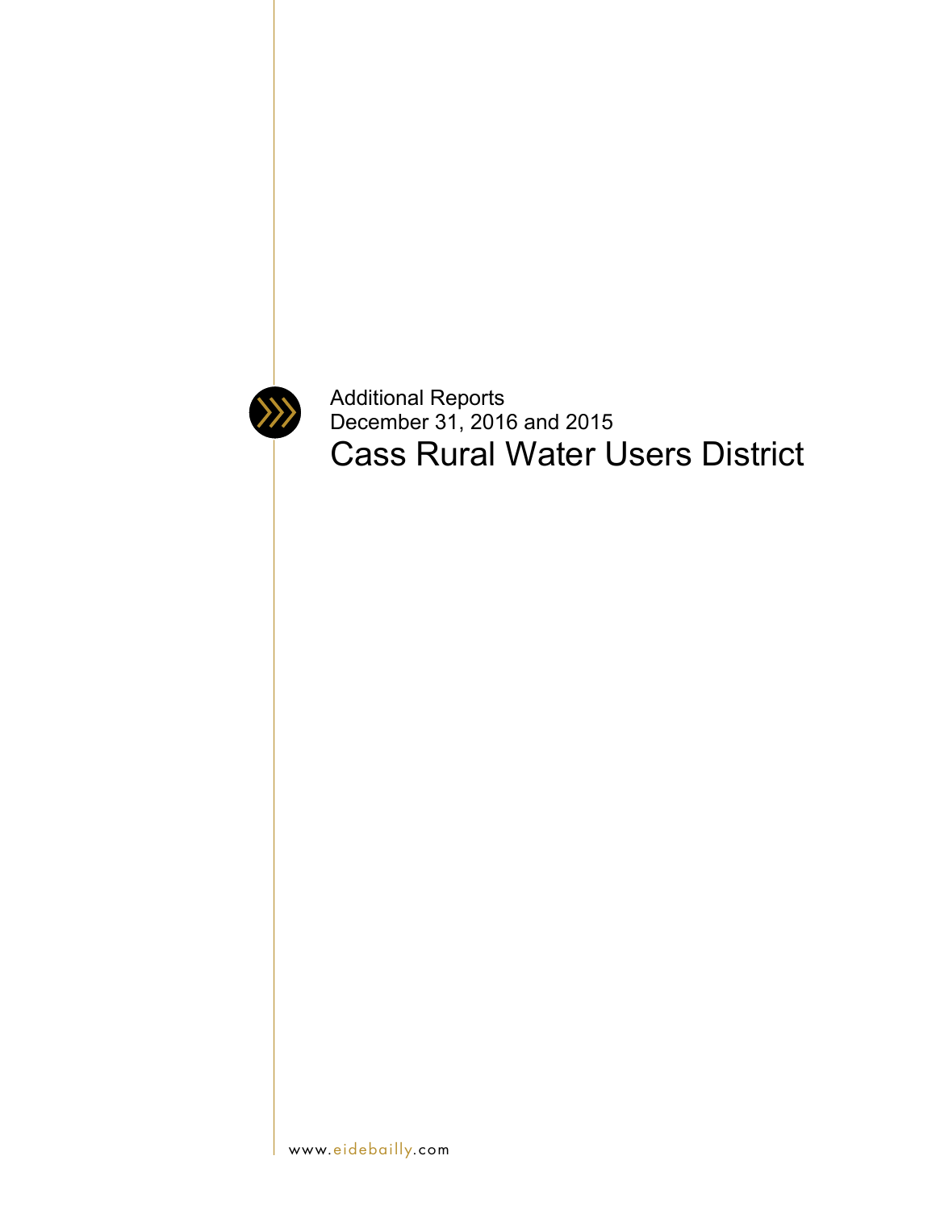Additional Reports
December 31, 2016 and 2015

# Cass Rural Water Users District

www.eidebailly.com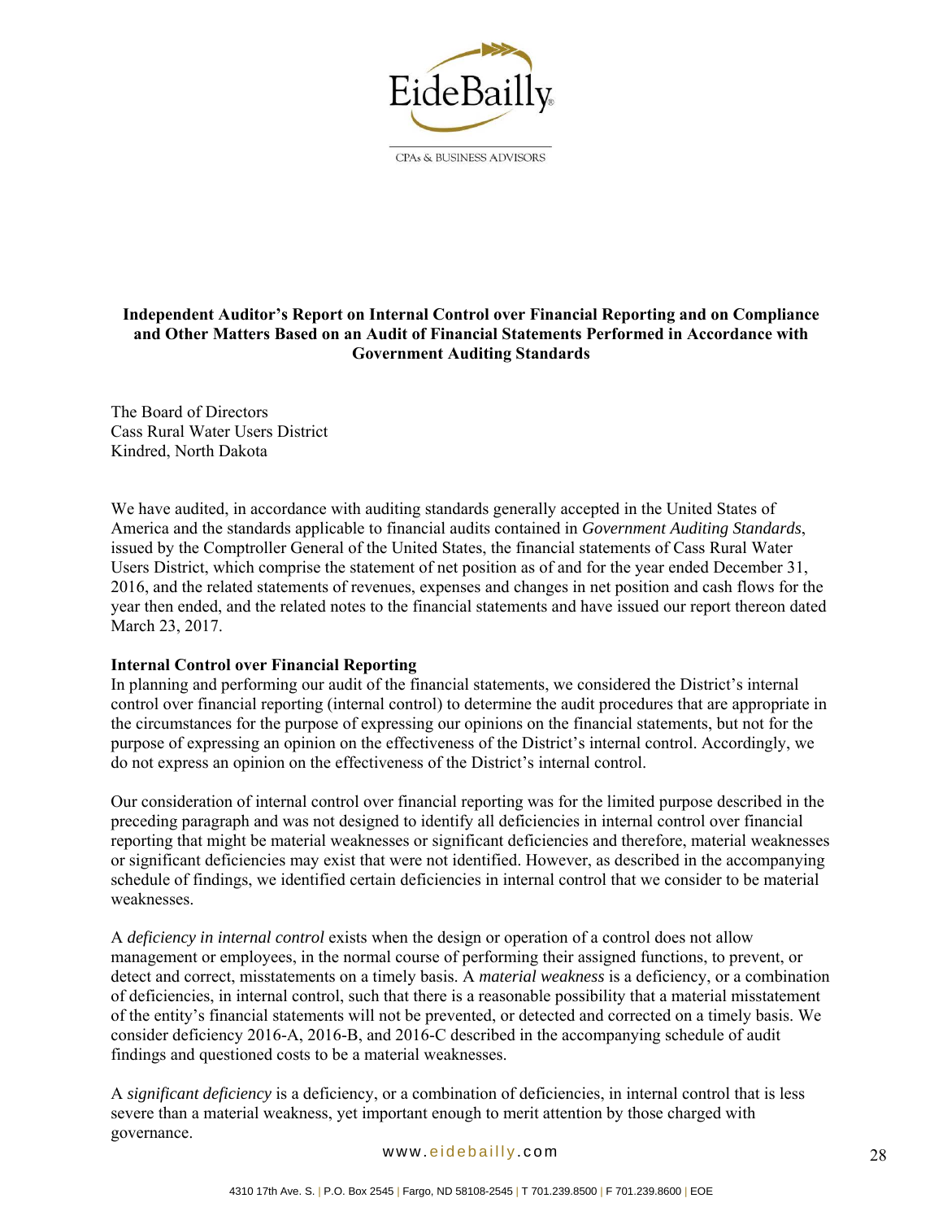EideBailly

CPAs & BUSINESS ADVISORS

**Independent Auditor's Report on Internal Control over Financial Reporting and on Compliance and Other Matters Based on an Audit of Financial Statements Performed in Accordance with Government Auditing Standards**

The Board of Directors
Cass Rural Water Users District
Kindred, North Dakota

We have audited, in accordance with auditing standards generally accepted in the United States of America and the standards applicable to financial audits contained in *Government Auditing Standards*, issued by the Comptroller General of the United States, the financial statements of Cass Rural Water Users District, which comprise the statement of net position as of and for the year ended December 31, 2016, and the related statements of revenues, expenses and changes in net position and cash flows for the year then ended, and the related notes to the financial statements and have issued our report thereon dated March 23, 2017.

**Internal Control over Financial Reporting**
In planning and performing our audit of the financial statements, we considered the District's internal control over financial reporting (internal control) to determine the audit procedures that are appropriate in the circumstances for the purpose of expressing our opinions on the financial statements, but not for the purpose of expressing an opinion on the effectiveness of the District's internal control. Accordingly, we do not express an opinion on the effectiveness of the District's internal control.

Our consideration of internal control over financial reporting was for the limited purpose described in the preceding paragraph and was not designed to identify all deficiencies in internal control over financial reporting that might be material weaknesses or significant deficiencies and therefore, material weaknesses or significant deficiencies may exist that were not identified. However, as described in the accompanying schedule of findings, we identified certain deficiencies in internal control that we consider to be material weaknesses.

A *deficiency in internal control* exists when the design or operation of a control does not allow management or employees, in the normal course of performing their assigned functions, to prevent, or detect and correct, misstatements on a timely basis. A *material weakness* is a deficiency, or a combination of deficiencies, in internal control, such that there is a reasonable possibility that a material misstatement of the entity's financial statements will not be prevented, or detected and corrected on a timely basis. We consider deficiency 2016-A, 2016-B, and 2016-C described in the accompanying schedule of audit findings and questioned costs to be a material weaknesses.

A *significant deficiency* is a deficiency, or a combination of deficiencies, in internal control that is less severe than a material weakness, yet important enough to merit attention by those charged with governance.

www.eidebailly.com

4310 17th Ave. S. | P.O. Box 2545 | Fargo, ND 58108-2545 | T 701.239.8500 | F 701.239.8600 | EOE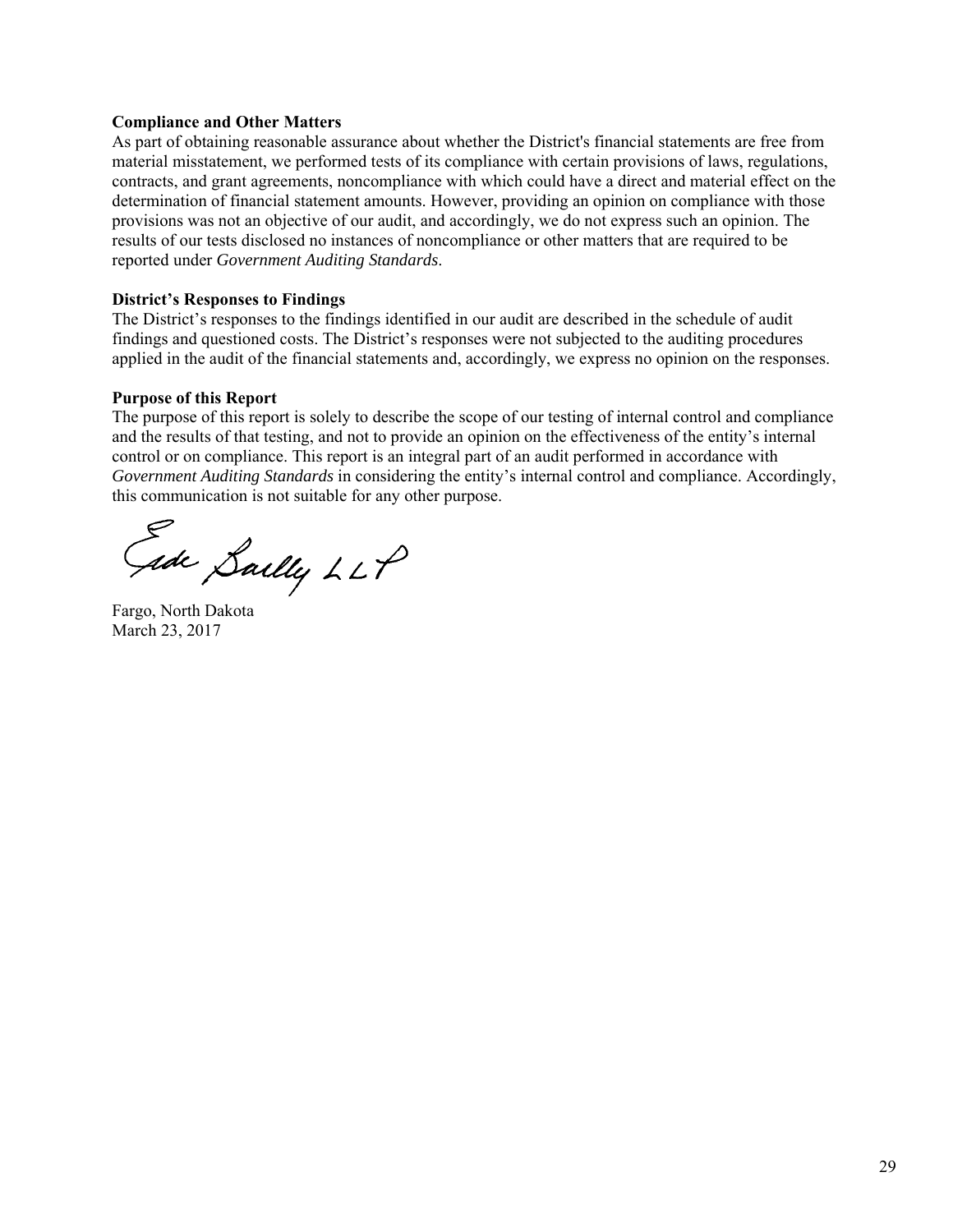**Compliance and Other Matters**

As part of obtaining reasonable assurance about whether the District's financial statements are free from material misstatement, we performed tests of its compliance with certain provisions of laws, regulations, contracts, and grant agreements, noncompliance with which could have a direct and material effect on the determination of financial statement amounts. However, providing an opinion on compliance with those provisions was not an objective of our audit, and accordingly, we do not express such an opinion. The results of our tests disclosed no instances of noncompliance or other matters that are required to be reported under *Government Auditing Standards*.

**District's Responses to Findings**

The District's responses to the findings identified in our audit are described in the schedule of audit findings and questioned costs. The District's responses were not subjected to the auditing procedures applied in the audit of the financial statements and, accordingly, we express no opinion on the responses.

**Purpose of this Report**

The purpose of this report is solely to describe the scope of our testing of internal control and compliance and the results of that testing, and not to provide an opinion on the effectiveness of the entity's internal control or on compliance. This report is an integral part of an audit performed in accordance with *Government Auditing Standards* in considering the entity's internal control and compliance. Accordingly, this communication is not suitable for any other purpose.

Eide Bailly LLP

Fargo, North Dakota
March 23, 2017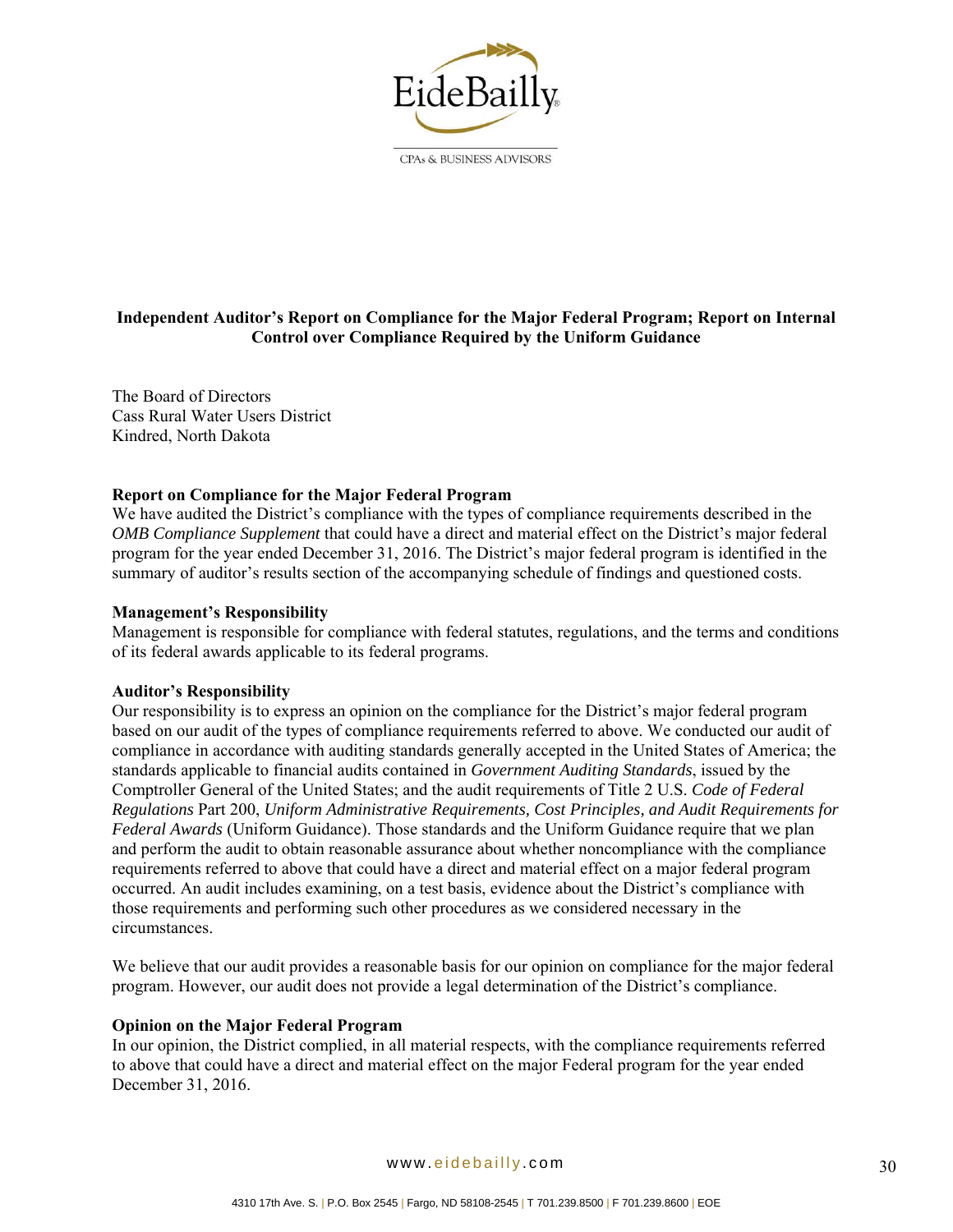EideBailly

CPAs & BUSINESS ADVISORS

## Independent Auditor's Report on Compliance for the Major Federal Program; Report on Internal Control over Compliance Required by the Uniform Guidance

The Board of Directors
Cass Rural Water Users District
Kindred, North Dakota

### Report on Compliance for the Major Federal Program

We have audited the District's compliance with the types of compliance requirements described in the *OMB Compliance Supplement* that could have a direct and material effect on the District's major federal program for the year ended December 31, 2016. The District's major federal program is identified in the summary of auditor's results section of the accompanying schedule of findings and questioned costs.

### Management's Responsibility

Management is responsible for compliance with federal statutes, regulations, and the terms and conditions of its federal awards applicable to its federal programs.

### Auditor's Responsibility

Our responsibility is to express an opinion on the compliance for the District's major federal program based on our audit of the types of compliance requirements referred to above. We conducted our audit of compliance in accordance with auditing standards generally accepted in the United States of America; the standards applicable to financial audits contained in *Government Auditing Standards*, issued by the Comptroller General of the United States; and the audit requirements of Title 2 U.S. *Code of Federal Regulations* Part 200, *Uniform Administrative Requirements, Cost Principles, and Audit Requirements for Federal Awards* (Uniform Guidance). Those standards and the Uniform Guidance require that we plan and perform the audit to obtain reasonable assurance about whether noncompliance with the compliance requirements referred to above that could have a direct and material effect on a major federal program occurred. An audit includes examining, on a test basis, evidence about the District's compliance with those requirements and performing such other procedures as we considered necessary in the circumstances.

We believe that our audit provides a reasonable basis for our opinion on compliance for the major federal program. However, our audit does not provide a legal determination of the District's compliance.

### Opinion on the Major Federal Program

In our opinion, the District complied, in all material respects, with the compliance requirements referred to above that could have a direct and material effect on the major Federal program for the year ended December 31, 2016.

www.eidebailly.com

4310 17th Ave. S. | P.O. Box 2545 | Fargo, ND 58108-2545 | T 701.239.8500 | F 701.239.8600 | EOE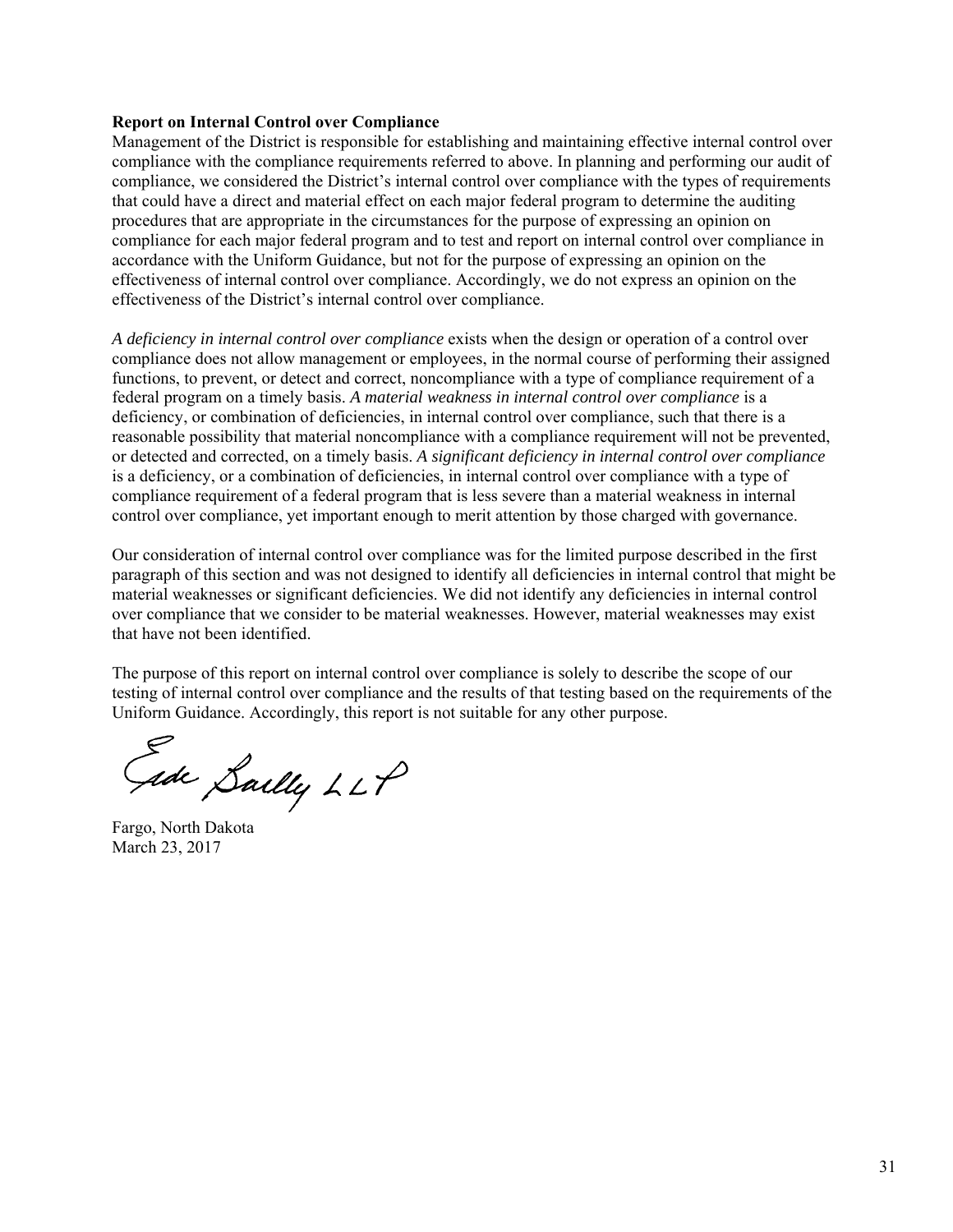**Report on Internal Control over Compliance**

Management of the District is responsible for establishing and maintaining effective internal control over compliance with the compliance requirements referred to above. In planning and performing our audit of compliance, we considered the District's internal control over compliance with the types of requirements that could have a direct and material effect on each major federal program to determine the auditing procedures that are appropriate in the circumstances for the purpose of expressing an opinion on compliance for each major federal program and to test and report on internal control over compliance in accordance with the Uniform Guidance, but not for the purpose of expressing an opinion on the effectiveness of internal control over compliance. Accordingly, we do not express an opinion on the effectiveness of the District's internal control over compliance.

*A deficiency in internal control over compliance* exists when the design or operation of a control over compliance does not allow management or employees, in the normal course of performing their assigned functions, to prevent, or detect and correct, noncompliance with a type of compliance requirement of a federal program on a timely basis. *A material weakness in internal control over compliance* is a deficiency, or combination of deficiencies, in internal control over compliance, such that there is a reasonable possibility that material noncompliance with a compliance requirement will not be prevented, or detected and corrected, on a timely basis. *A significant deficiency in internal control over compliance* is a deficiency, or a combination of deficiencies, in internal control over compliance with a type of compliance requirement of a federal program that is less severe than a material weakness in internal control over compliance, yet important enough to merit attention by those charged with governance.

Our consideration of internal control over compliance was for the limited purpose described in the first paragraph of this section and was not designed to identify all deficiencies in internal control that might be material weaknesses or significant deficiencies. We did not identify any deficiencies in internal control over compliance that we consider to be material weaknesses. However, material weaknesses may exist that have not been identified.

The purpose of this report on internal control over compliance is solely to describe the scope of our testing of internal control over compliance and the results of that testing based on the requirements of the Uniform Guidance. Accordingly, this report is not suitable for any other purpose.

Eide Bailly LLP

Fargo, North Dakota
March 23, 2017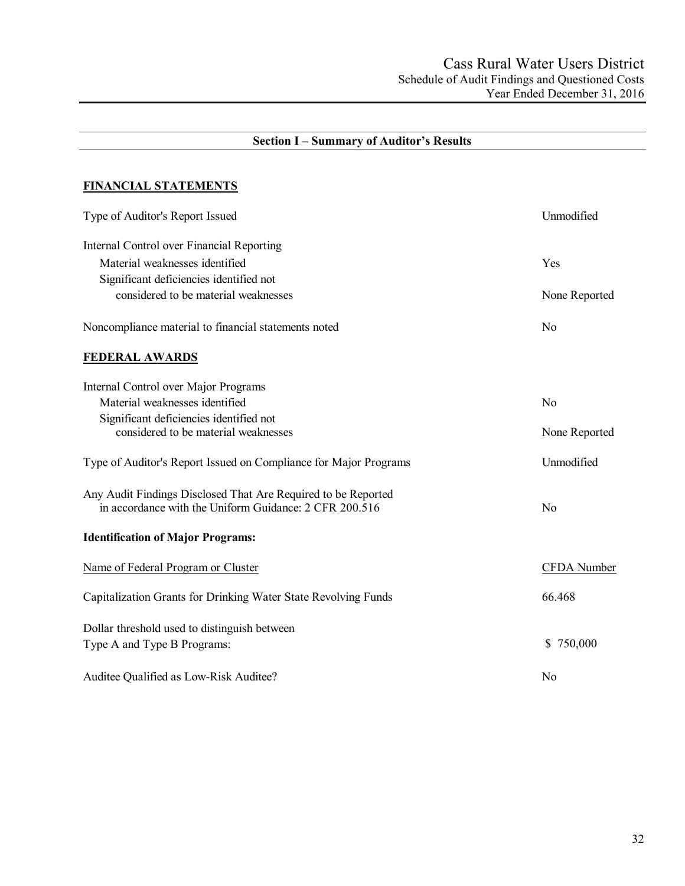# Cass Rural Water Users District

## Schedule of Audit Findings and Questioned Costs

### Year Ended December 31, 2016

---

## Section I – Summary of Auditor's Results

### FINANCIAL STATEMENTS

| | |
|---|---|
| Type of Auditor's Report Issued | Unmodified |
| Internal Control over Financial Reporting | |
| Material weaknesses identified | Yes |
| Significant deficiencies identified not considered to be material weaknesses | None Reported |
| Noncompliance material to financial statements noted | No |

### FEDERAL AWARDS

| | |
|---|---|
| Internal Control over Major Programs | |
| Material weaknesses identified | No |
| Significant deficiencies identified not considered to be material weaknesses | None Reported |
| Type of Auditor's Report Issued on Compliance for Major Programs | Unmodified |
| Any Audit Findings Disclosed That Are Required to be Reported in accordance with the Uniform Guidance: 2 CFR 200.516 | No |

**Identification of Major Programs:**

| Name of Federal Program or Cluster | CFDA Number |
|---|---|
| Capitalization Grants for Drinking Water State Revolving Funds | 66.468 |

| | |
|---|---|
| Dollar threshold used to distinguish between Type A and Type B Programs: | $ 750,000 |
| Auditee Qualified as Low-Risk Auditee? | No |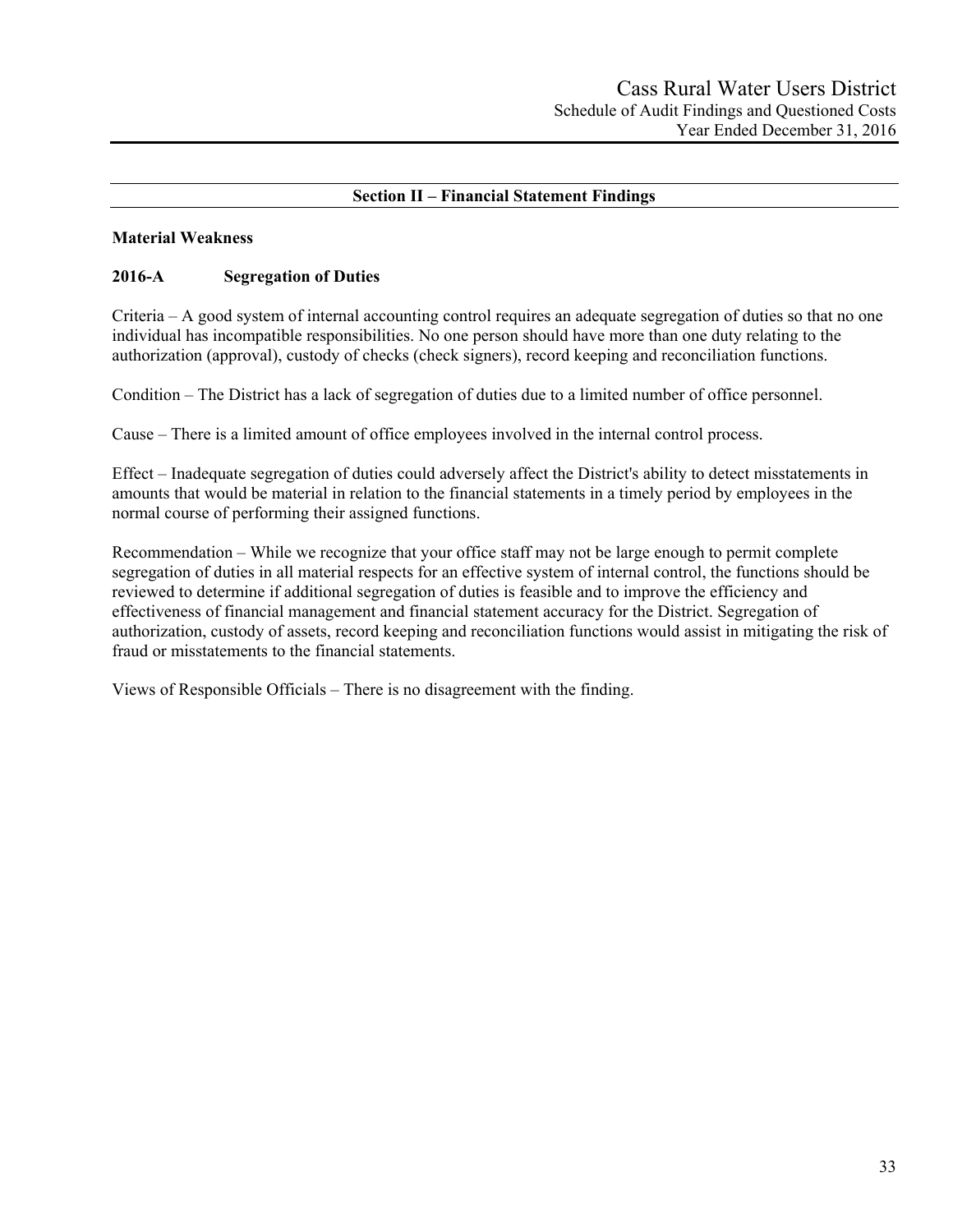## Section II – Financial Statement Findings

**Material Weakness**

**2016-A Segregation of Duties**

Criteria – A good system of internal accounting control requires an adequate segregation of duties so that no one individual has incompatible responsibilities. No one person should have more than one duty relating to the authorization (approval), custody of checks (check signers), record keeping and reconciliation functions.

Condition – The District has a lack of segregation of duties due to a limited number of office personnel.

Cause – There is a limited amount of office employees involved in the internal control process.

Effect – Inadequate segregation of duties could adversely affect the District's ability to detect misstatements in amounts that would be material in relation to the financial statements in a timely period by employees in the normal course of performing their assigned functions.

Recommendation – While we recognize that your office staff may not be large enough to permit complete segregation of duties in all material respects for an effective system of internal control, the functions should be reviewed to determine if additional segregation of duties is feasible and to improve the efficiency and effectiveness of financial management and financial statement accuracy for the District. Segregation of authorization, custody of assets, record keeping and reconciliation functions would assist in mitigating the risk of fraud or misstatements to the financial statements.

Views of Responsible Officials – There is no disagreement with the finding.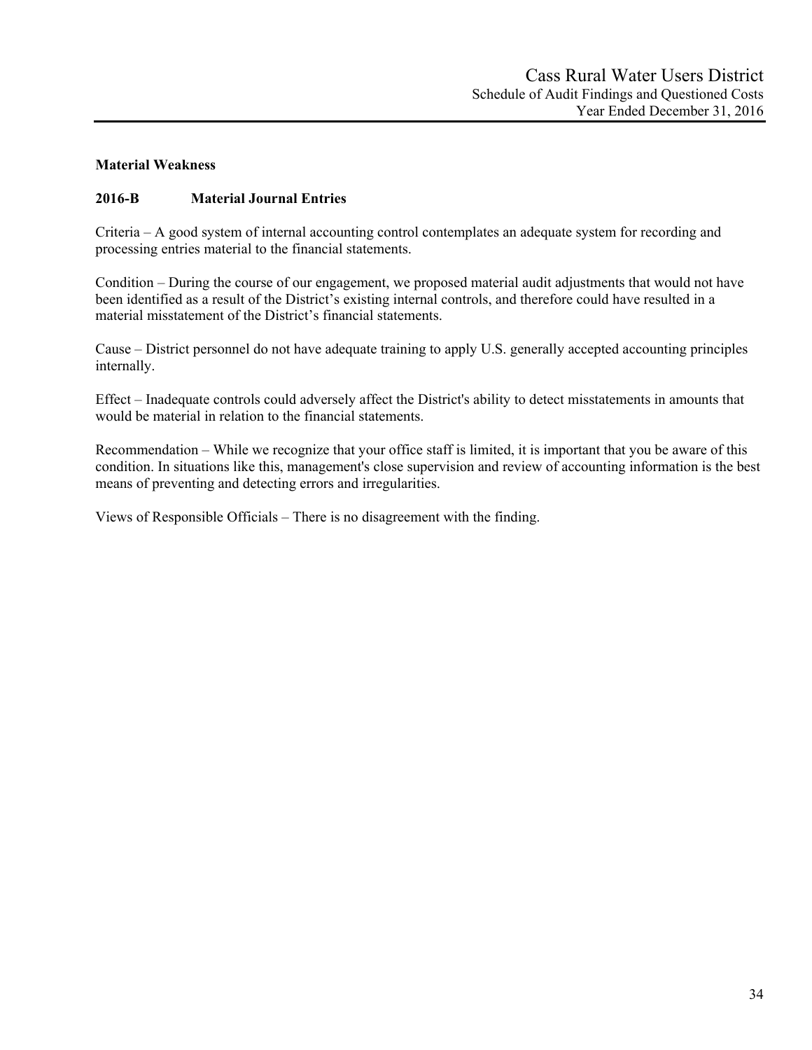**Material Weakness**

**2016-B Material Journal Entries**

Criteria – A good system of internal accounting control contemplates an adequate system for recording and processing entries material to the financial statements.

Condition – During the course of our engagement, we proposed material audit adjustments that would not have been identified as a result of the District's existing internal controls, and therefore could have resulted in a material misstatement of the District's financial statements.

Cause – District personnel do not have adequate training to apply U.S. generally accepted accounting principles internally.

Effect – Inadequate controls could adversely affect the District's ability to detect misstatements in amounts that would be material in relation to the financial statements.

Recommendation – While we recognize that your office staff is limited, it is important that you be aware of this condition. In situations like this, management's close supervision and review of accounting information is the best means of preventing and detecting errors and irregularities.

Views of Responsible Officials – There is no disagreement with the finding.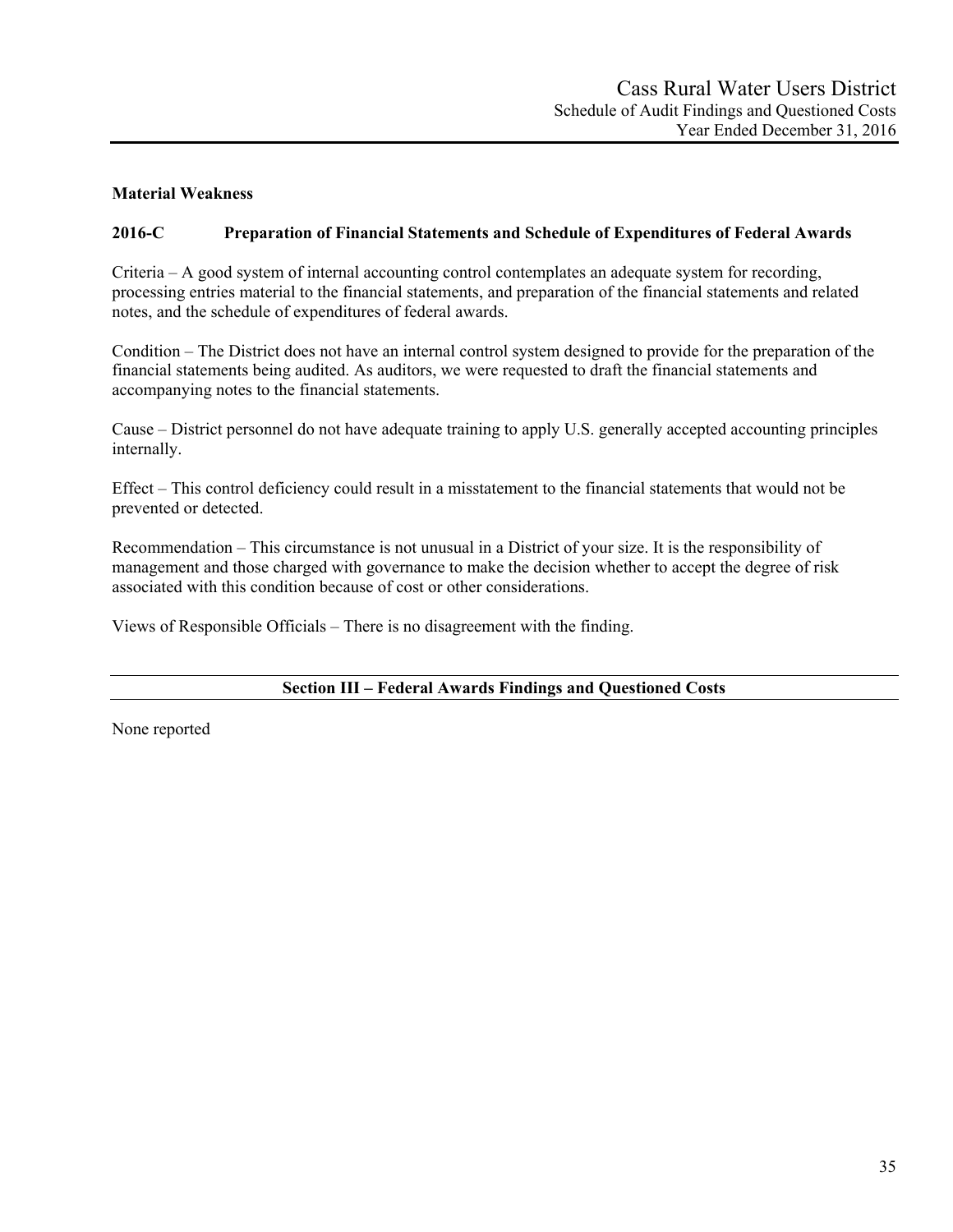**Material Weakness**

**2016-C Preparation of Financial Statements and Schedule of Expenditures of Federal Awards**

Criteria – A good system of internal accounting control contemplates an adequate system for recording, processing entries material to the financial statements, and preparation of the financial statements and related notes, and the schedule of expenditures of federal awards.

Condition – The District does not have an internal control system designed to provide for the preparation of the financial statements being audited. As auditors, we were requested to draft the financial statements and accompanying notes to the financial statements.

Cause – District personnel do not have adequate training to apply U.S. generally accepted accounting principles internally.

Effect – This control deficiency could result in a misstatement to the financial statements that would not be prevented or detected.

Recommendation – This circumstance is not unusual in a District of your size. It is the responsibility of management and those charged with governance to make the decision whether to accept the degree of risk associated with this condition because of cost or other considerations.

Views of Responsible Officials – There is no disagreement with the finding.

## Section III – Federal Awards Findings and Questioned Costs

None reported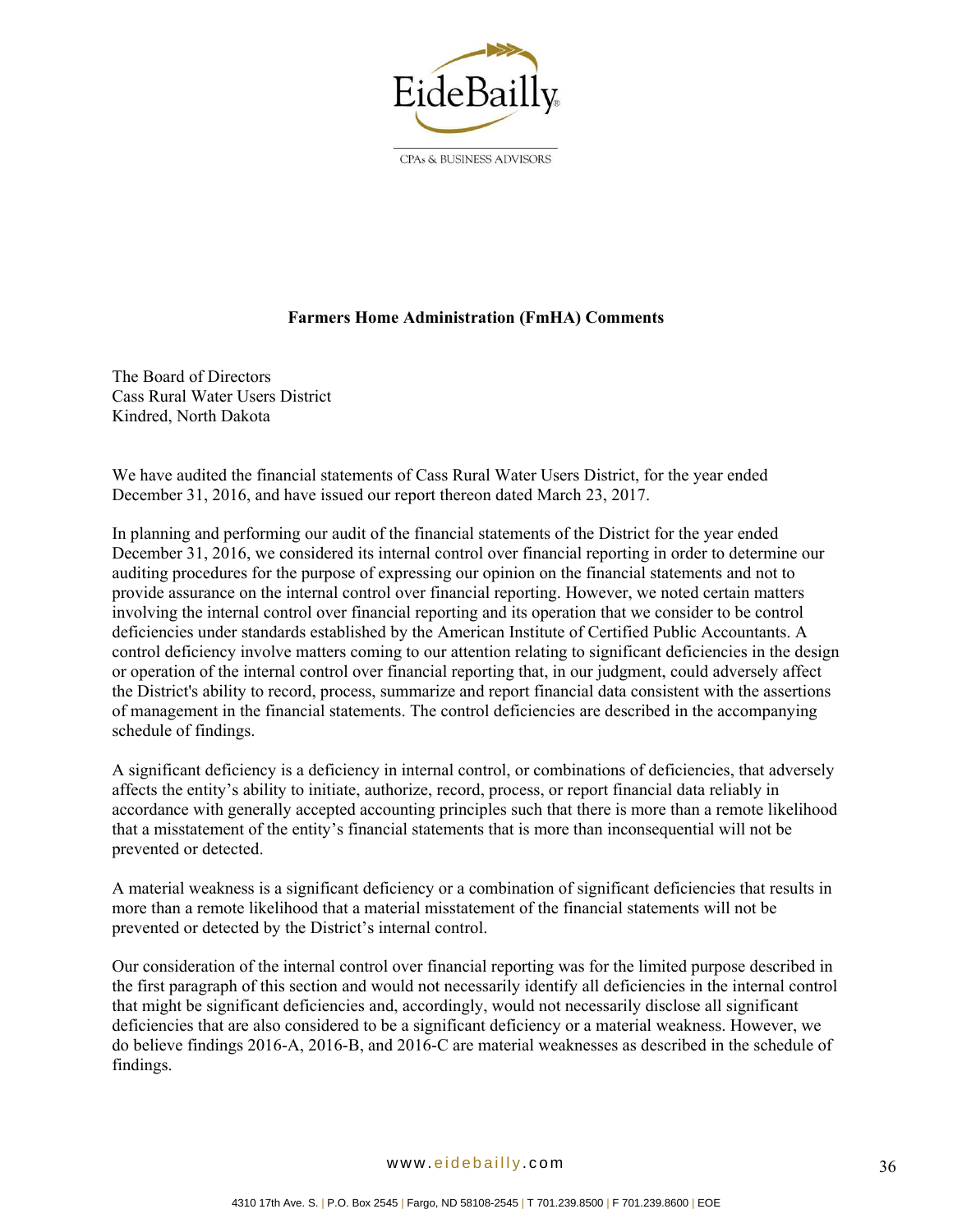**Farmers Home Administration (FmHA) Comments**

The Board of Directors
Cass Rural Water Users District
Kindred, North Dakota

We have audited the financial statements of Cass Rural Water Users District, for the year ended December 31, 2016, and have issued our report thereon dated March 23, 2017.

In planning and performing our audit of the financial statements of the District for the year ended December 31, 2016, we considered its internal control over financial reporting in order to determine our auditing procedures for the purpose of expressing our opinion on the financial statements and not to provide assurance on the internal control over financial reporting. However, we noted certain matters involving the internal control over financial reporting and its operation that we consider to be control deficiencies under standards established by the American Institute of Certified Public Accountants. A control deficiency involve matters coming to our attention relating to significant deficiencies in the design or operation of the internal control over financial reporting that, in our judgment, could adversely affect the District's ability to record, process, summarize and report financial data consistent with the assertions of management in the financial statements. The control deficiencies are described in the accompanying schedule of findings.

A significant deficiency is a deficiency in internal control, or combinations of deficiencies, that adversely affects the entity's ability to initiate, authorize, record, process, or report financial data reliably in accordance with generally accepted accounting principles such that there is more than a remote likelihood that a misstatement of the entity's financial statements that is more than inconsequential will not be prevented or detected.

A material weakness is a significant deficiency or a combination of significant deficiencies that results in more than a remote likelihood that a material misstatement of the financial statements will not be prevented or detected by the District's internal control.

Our consideration of the internal control over financial reporting was for the limited purpose described in the first paragraph of this section and would not necessarily identify all deficiencies in the internal control that might be significant deficiencies and, accordingly, would not necessarily disclose all significant deficiencies that are also considered to be a significant deficiency or a material weakness. However, we do believe findings 2016-A, 2016-B, and 2016-C are material weaknesses as described in the schedule of findings.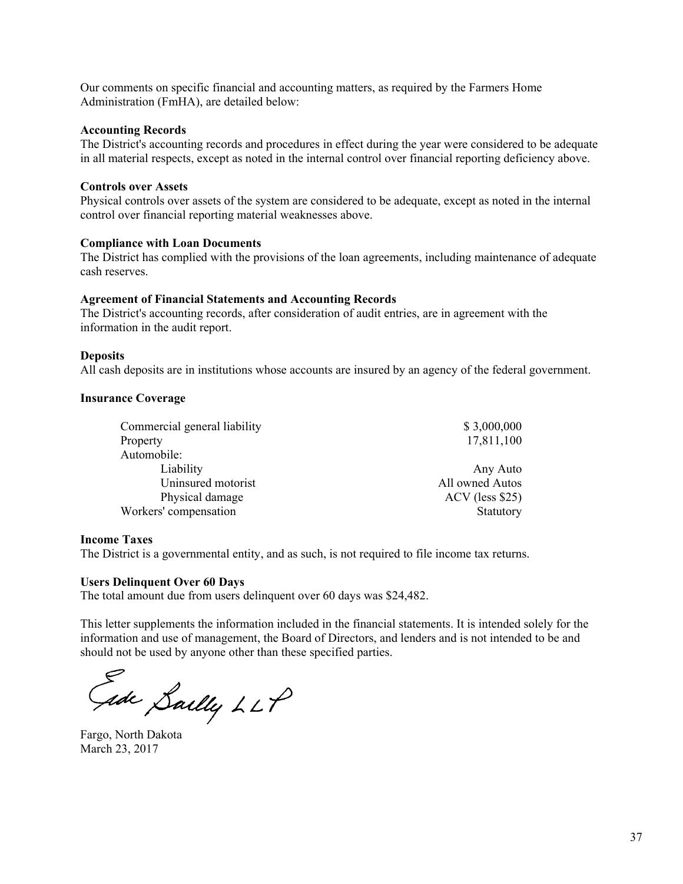Our comments on specific financial and accounting matters, as required by the Farmers Home Administration (FmHA), are detailed below:

**Accounting Records**
The District's accounting records and procedures in effect during the year were considered to be adequate in all material respects, except as noted in the internal control over financial reporting deficiency above.

**Controls over Assets**
Physical controls over assets of the system are considered to be adequate, except as noted in the internal control over financial reporting material weaknesses above.

**Compliance with Loan Documents**
The District has complied with the provisions of the loan agreements, including maintenance of adequate cash reserves.

**Agreement of Financial Statements and Accounting Records**
The District's accounting records, after consideration of audit entries, are in agreement with the information in the audit report.

**Deposits**
All cash deposits are in institutions whose accounts are insured by an agency of the federal government.

**Insurance Coverage**

| | |
|---|---|
| Commercial general liability | $ 3,000,000 |
| Property | 17,811,100 |
| Automobile: | |
| Liability | Any Auto |
| Uninsured motorist | All owned Autos |
| Physical damage | ACV (less $25) |
| Workers' compensation | Statutory |

**Income Taxes**
The District is a governmental entity, and as such, is not required to file income tax returns.

**Users Delinquent Over 60 Days**
The total amount due from users delinquent over 60 days was $24,482.

This letter supplements the information included in the financial statements. It is intended solely for the information and use of management, the Board of Directors, and lenders and is not intended to be and should not be used by anyone other than these specified parties.

Eide Bailly LLP

Fargo, North Dakota
March 23, 2017